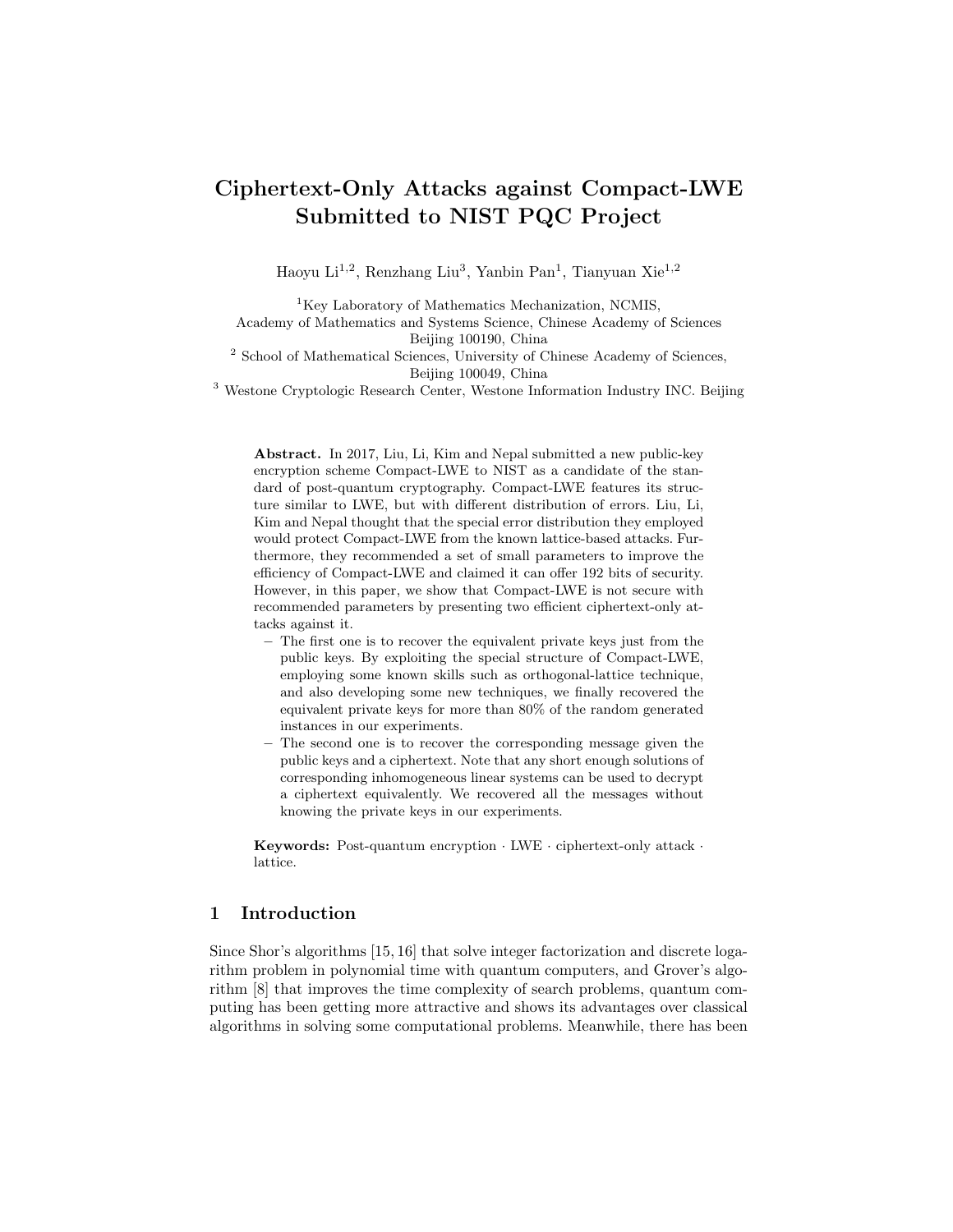# Ciphertext-Only Attacks against Compact-LWE Submitted to NIST PQC Project

Haoyu Li[1,2], Renzhang Liu[3], Yanbin Pan[1], Tianyuan Xie[1,2]

[1] Key Laboratory of Mathematics Mechanization, NCMIS, Academy of Mathematics and Systems Science, Chinese Academy of Sciences Beijing 100190, China

[2] School of Mathematical Sciences, University of Chinese Academy of Sciences, Beijing 100049, China

[3] Westone Cryptologic Research Center, Westone Information Industry INC. Beijing

**Abstract.** In 2017, Liu, Li, Kim and Nepal submitted a new public-key encryption scheme Compact-LWE to NIST as a candidate of the standard of post-quantum cryptography. Compact-LWE features its structure similar to LWE, but with different distribution of errors. Liu, Li, Kim and Nepal thought that the special error distribution they employed would protect Compact-LWE from the known lattice-based attacks. Furthermore, they recommended a set of small parameters to improve the efficiency of Compact-LWE and claimed it can offer 192 bits of security. However, in this paper, we show that Compact-LWE is not secure with recommended parameters by presenting two efficient ciphertext-only attacks against it.

- The first one is to recover the equivalent private keys just from the public keys. By exploiting the special structure of Compact-LWE, employing some known skills such as orthogonal-lattice technique, and also developing some new techniques, we finally recovered the equivalent private keys for more than 80% of the random generated instances in our experiments.
- The second one is to recover the corresponding message given the public keys and a ciphertext. Note that any short enough solutions of corresponding inhomogeneous linear systems can be used to decrypt a ciphertext equivalently. We recovered all the messages without knowing the private keys in our experiments.

**Keywords:** Post-quantum encryption · LWE · ciphertext-only attack · lattice.

## 1 Introduction

Since Shor's algorithms [15, 16] that solve integer factorization and discrete logarithm problem in polynomial time with quantum computers, and Grover's algorithm [8] that improves the time complexity of search problems, quantum computing has been getting more attractive and shows its advantages over classical algorithms in solving some computational problems. Meanwhile, there has been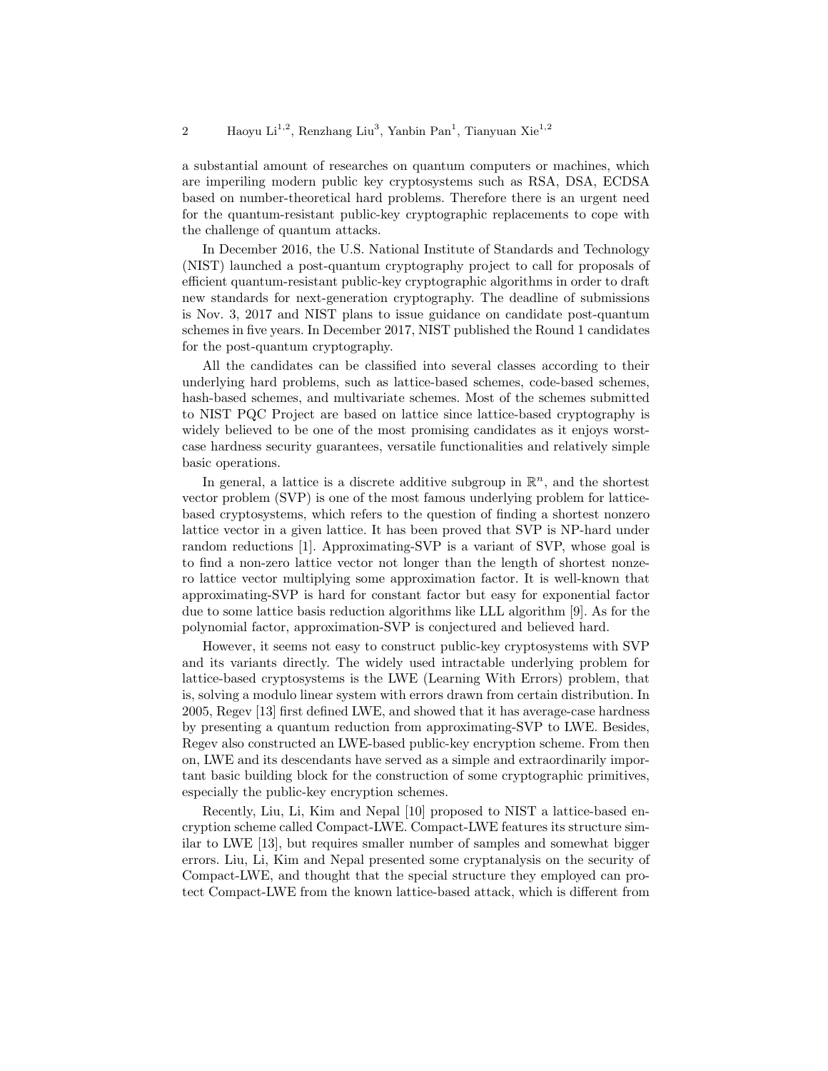a substantial amount of researches on quantum computers or machines, which are imperiling modern public key cryptosystems such as RSA, DSA, ECDSA based on number-theoretical hard problems. Therefore there is an urgent need for the quantum-resistant public-key cryptographic replacements to cope with the challenge of quantum attacks.

In December 2016, the U.S. National Institute of Standards and Technology (NIST) launched a post-quantum cryptography project to call for proposals of efficient quantum-resistant public-key cryptographic algorithms in order to draft new standards for next-generation cryptography. The deadline of submissions is Nov. 3, 2017 and NIST plans to issue guidance on candidate post-quantum schemes in five years. In December 2017, NIST published the Round 1 candidates for the post-quantum cryptography.

All the candidates can be classified into several classes according to their underlying hard problems, such as lattice-based schemes, code-based schemes, hash-based schemes, and multivariate schemes. Most of the schemes submitted to NIST PQC Project are based on lattice since lattice-based cryptography is widely believed to be one of the most promising candidates as it enjoys worst-case hardness security guarantees, versatile functionalities and relatively simple basic operations.

In general, a lattice is a discrete additive subgroup in $\mathbb{R}^n$, and the shortest vector problem (SVP) is one of the most famous underlying problem for lattice-based cryptosystems, which refers to the question of finding a shortest nonzero lattice vector in a given lattice. It has been proved that SVP is NP-hard under random reductions [1]. Approximating-SVP is a variant of SVP, whose goal is to find a non-zero lattice vector not longer than the length of shortest nonzero lattice vector multiplying some approximation factor. It is well-known that approximating-SVP is hard for constant factor but easy for exponential factor due to some lattice basis reduction algorithms like LLL algorithm [9]. As for the polynomial factor, approximation-SVP is conjectured and believed hard.

However, it seems not easy to construct public-key cryptosystems with SVP and its variants directly. The widely used intractable underlying problem for lattice-based cryptosystems is the LWE (Learning With Errors) problem, that is, solving a modulo linear system with errors drawn from certain distribution. In 2005, Regev [13] first defined LWE, and showed that it has average-case hardness by presenting a quantum reduction from approximating-SVP to LWE. Besides, Regev also constructed an LWE-based public-key encryption scheme. From then on, LWE and its descendants have served as a simple and extraordinarily important basic building block for the construction of some cryptographic primitives, especially the public-key encryption schemes.

Recently, Liu, Li, Kim and Nepal [10] proposed to NIST a lattice-based encryption scheme called Compact-LWE. Compact-LWE features its structure similar to LWE [13], but requires smaller number of samples and somewhat bigger errors. Liu, Li, Kim and Nepal presented some cryptanalysis on the security of Compact-LWE, and thought that the special structure they employed can protect Compact-LWE from the known lattice-based attack, which is different from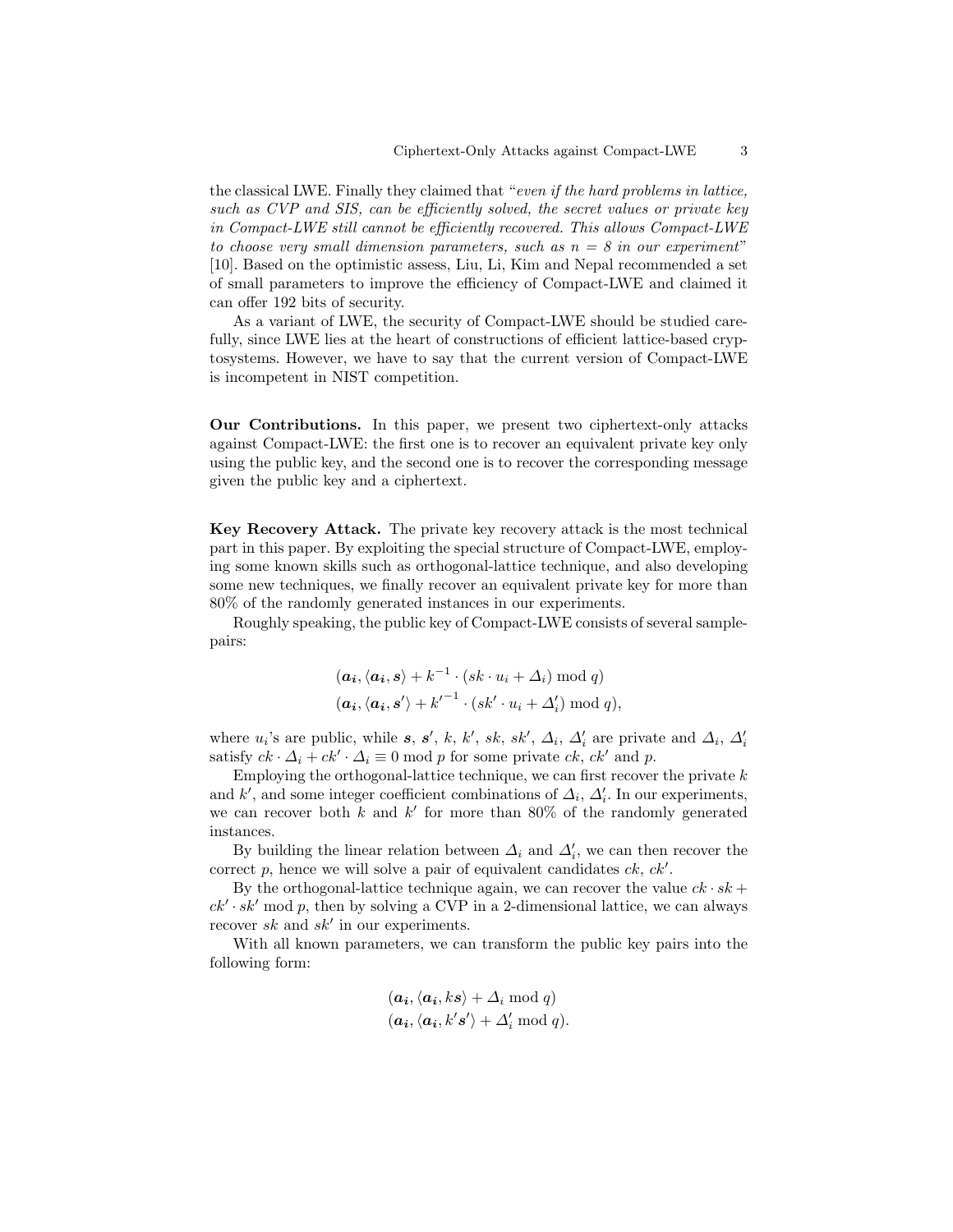the classical LWE. Finally they claimed that "*even if the hard problems in lattice, such as CVP and SIS, can be efficiently solved, the secret values or private key in Compact-LWE still cannot be efficiently recovered. This allows Compact-LWE to choose very small dimension parameters, such as $n = 8$ in our experiment*" [10]. Based on the optimistic assess, Liu, Li, Kim and Nepal recommended a set of small parameters to improve the efficiency of Compact-LWE and claimed it can offer 192 bits of security.

As a variant of LWE, the security of Compact-LWE should be studied carefully, since LWE lies at the heart of constructions of efficient lattice-based cryptosystems. However, we have to say that the current version of Compact-LWE is incompetent in NIST competition.

**Our Contributions.** In this paper, we present two ciphertext-only attacks against Compact-LWE: the first one is to recover an equivalent private key only using the public key, and the second one is to recover the corresponding message given the public key and a ciphertext.

**Key Recovery Attack.** The private key recovery attack is the most technical part in this paper. By exploiting the special structure of Compact-LWE, employing some known skills such as orthogonal-lattice technique, and also developing some new techniques, we finally recover an equivalent private key for more than 80% of the randomly generated instances in our experiments.

Roughly speaking, the public key of Compact-LWE consists of several sample-pairs:

$$(\boldsymbol{a_i}, \langle \boldsymbol{a_i}, \boldsymbol{s} \rangle + k^{-1} \cdot (sk \cdot u_i + \Delta_i) \bmod q)$$
$$(\boldsymbol{a_i}, \langle \boldsymbol{a_i}, \boldsymbol{s'} \rangle + {k'}^{-1} \cdot (sk' \cdot u_i + \Delta'_i) \bmod q),$$

where $u_i$'s are public, while $\boldsymbol{s}$, $\boldsymbol{s'}$, $k$, $k'$, $sk$, $sk'$, $\Delta_i$, $\Delta'_i$ are private and $\Delta_i$, $\Delta'_i$ satisfy $ck \cdot \Delta_i + ck' \cdot \Delta_i \equiv 0 \bmod p$ for some private $ck$, $ck'$ and $p$.

Employing the orthogonal-lattice technique, we can first recover the private $k$ and $k'$, and some integer coefficient combinations of $\Delta_i$, $\Delta'_i$. In our experiments, we can recover both $k$ and $k'$ for more than 80% of the randomly generated instances.

By building the linear relation between $\Delta_i$ and $\Delta'_i$, we can then recover the correct $p$, hence we will solve a pair of equivalent candidates $ck$, $ck'$.

By the orthogonal-lattice technique again, we can recover the value $ck \cdot sk + ck' \cdot sk' \bmod p$, then by solving a CVP in a 2-dimensional lattice, we can always recover $sk$ and $sk'$ in our experiments.

With all known parameters, we can transform the public key pairs into the following form:

$$(\boldsymbol{a_i}, \langle \boldsymbol{a_i}, k\boldsymbol{s} \rangle + \Delta_i \bmod q)$$
$$(\boldsymbol{a_i}, \langle \boldsymbol{a_i}, k'\boldsymbol{s'} \rangle + \Delta'_i \bmod q).$$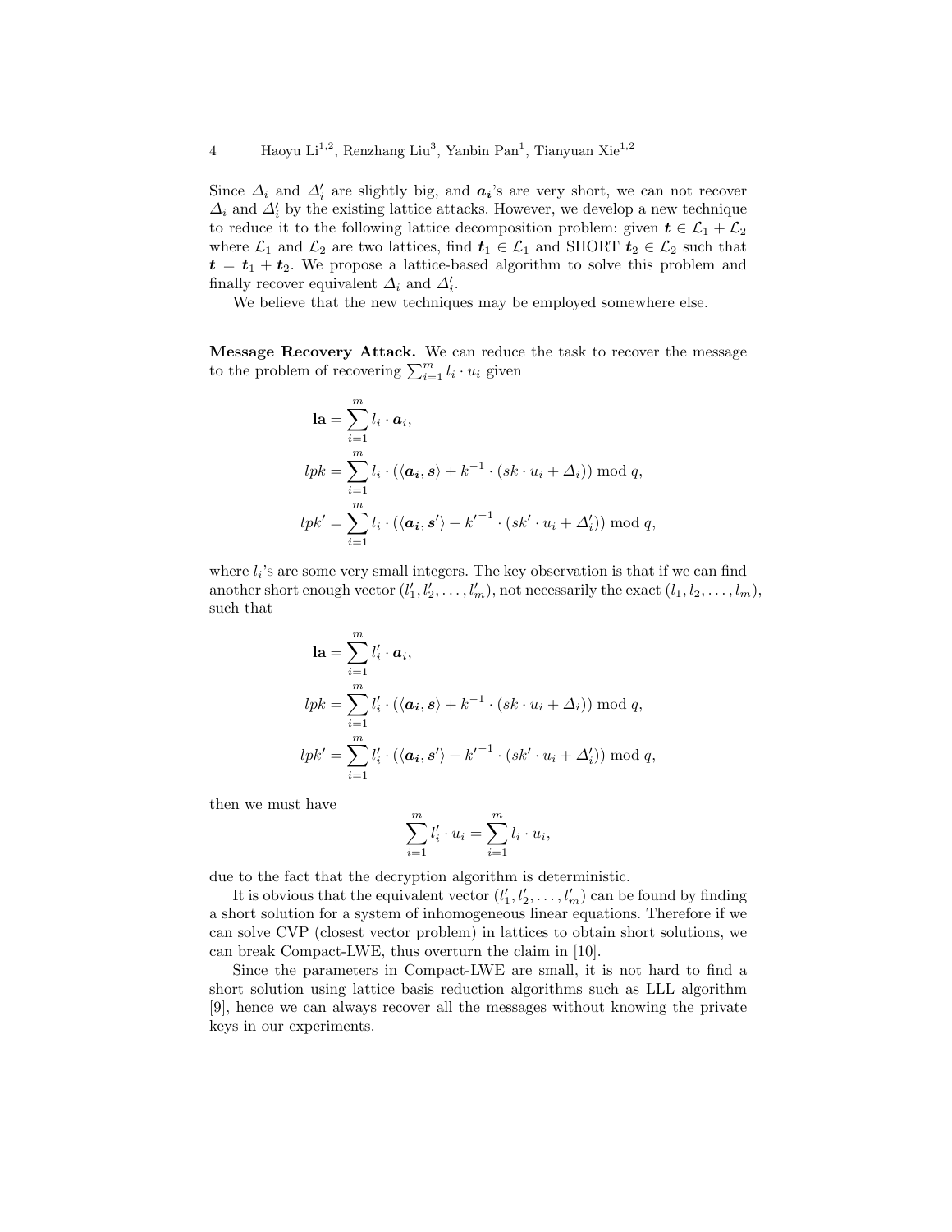Since $\Delta_i$ and $\Delta'_i$ are slightly big, and $\boldsymbol{a_i}$'s are very short, we can not recover $\Delta_i$ and $\Delta'_i$ by the existing lattice attacks. However, we develop a new technique to reduce it to the following lattice decomposition problem: given $\boldsymbol{t} \in \mathcal{L}_1 + \mathcal{L}_2$ where $\mathcal{L}_1$ and $\mathcal{L}_2$ are two lattices, find $\boldsymbol{t}_1 \in \mathcal{L}_1$ and SHORT $\boldsymbol{t}_2 \in \mathcal{L}_2$ such that $\boldsymbol{t} = \boldsymbol{t}_1 + \boldsymbol{t}_2$. We propose a lattice-based algorithm to solve this problem and finally recover equivalent $\Delta_i$ and $\Delta'_i$.

We believe that the new techniques may be employed somewhere else.

**Message Recovery Attack.** We can reduce the task to recover the message to the problem of recovering $\sum_{i=1}^{m} l_i \cdot u_i$ given

$$\begin{aligned}
\mathbf{la} &= \sum_{i=1}^{m} l_i \cdot \boldsymbol{a}_i, \\
lpk &= \sum_{i=1}^{m} l_i \cdot (\langle \boldsymbol{a_i}, \boldsymbol{s} \rangle + k^{-1} \cdot (sk \cdot u_i + \Delta_i)) \bmod q, \\
lpk' &= \sum_{i=1}^{m} l_i \cdot (\langle \boldsymbol{a_i}, \boldsymbol{s'} \rangle + {k'}^{-1} \cdot (sk' \cdot u_i + \Delta'_i)) \bmod q,
\end{aligned}$$

where $l_i$'s are some very small integers. The key observation is that if we can find another short enough vector $(l'_1, l'_2, \ldots, l'_m)$, not necessarily the exact $(l_1, l_2, \ldots, l_m)$, such that

$$\begin{aligned}
\mathbf{la} &= \sum_{i=1}^{m} l'_i \cdot \boldsymbol{a}_i, \\
lpk &= \sum_{i=1}^{m} l'_i \cdot (\langle \boldsymbol{a_i}, \boldsymbol{s} \rangle + k^{-1} \cdot (sk \cdot u_i + \Delta_i)) \bmod q, \\
lpk' &= \sum_{i=1}^{m} l'_i \cdot (\langle \boldsymbol{a_i}, \boldsymbol{s'} \rangle + {k'}^{-1} \cdot (sk' \cdot u_i + \Delta'_i)) \bmod q,
\end{aligned}$$

then we must have

$$\sum_{i=1}^{m} l'_i \cdot u_i = \sum_{i=1}^{m} l_i \cdot u_i,$$

due to the fact that the decryption algorithm is deterministic.

It is obvious that the equivalent vector $(l'_1, l'_2, \ldots, l'_m)$ can be found by finding a short solution for a system of inhomogeneous linear equations. Therefore if we can solve CVP (closest vector problem) in lattices to obtain short solutions, we can break Compact-LWE, thus overturn the claim in [10].

Since the parameters in Compact-LWE are small, it is not hard to find a short solution using lattice basis reduction algorithms such as LLL algorithm [9], hence we can always recover all the messages without knowing the private keys in our experiments.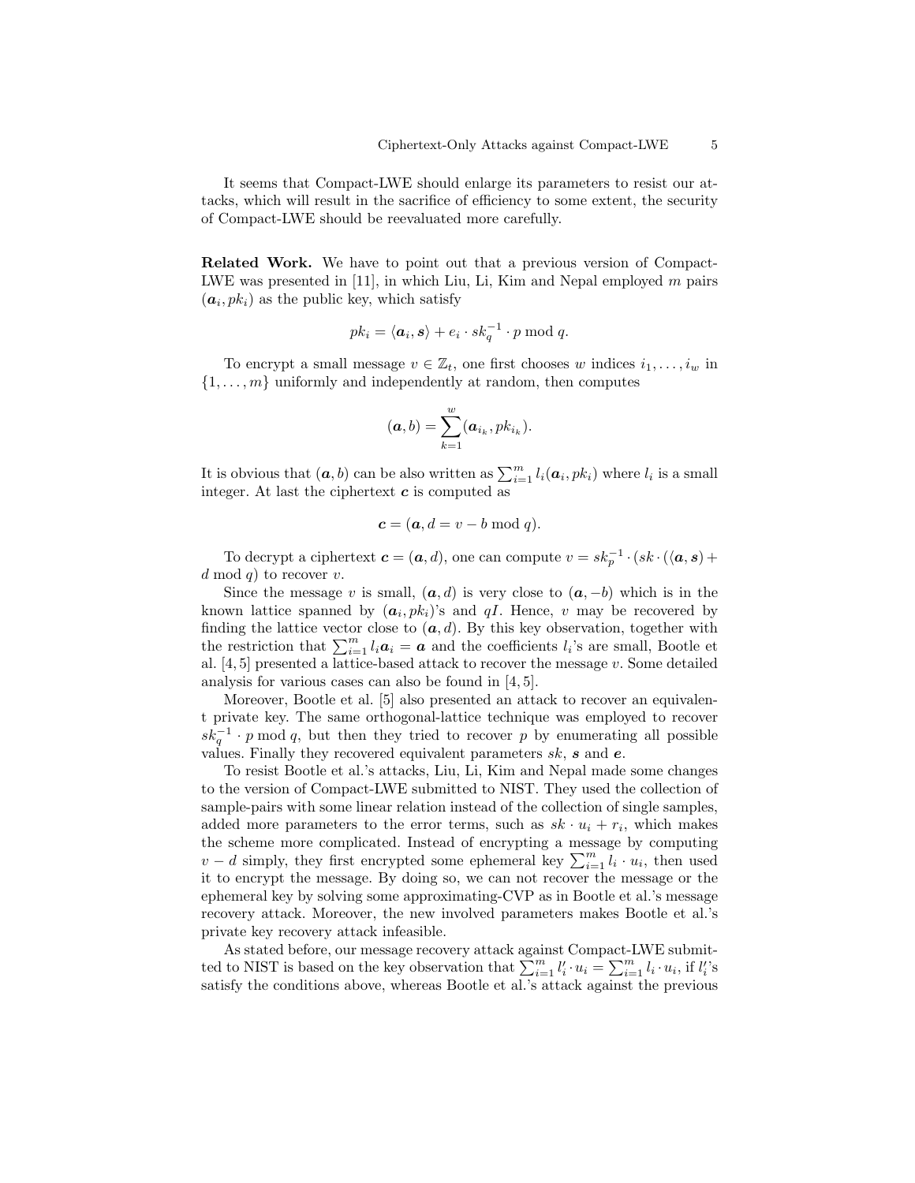It seems that Compact-LWE should enlarge its parameters to resist our attacks, which will result in the sacrifice of efficiency to some extent, the security of Compact-LWE should be reevaluated more carefully.

**Related Work.** We have to point out that a previous version of Compact-LWE was presented in [11], in which Liu, Li, Kim and Nepal employed $m$ pairs $(\boldsymbol{a}_i, pk_i)$ as the public key, which satisfy

$$pk_i = \langle \boldsymbol{a}_i, \boldsymbol{s} \rangle + e_i \cdot sk_q^{-1} \cdot p \bmod q.$$

To encrypt a small message $v \in \mathbb{Z}_t$, one first chooses $w$ indices $i_1, \ldots, i_w$ in $\{1, \ldots, m\}$ uniformly and independently at random, then computes

$$(\boldsymbol{a}, b) = \sum_{k=1}^{w} (\boldsymbol{a}_{i_k}, pk_{i_k}).$$

It is obvious that $(\boldsymbol{a}, b)$ can be also written as $\sum_{i=1}^{m} l_i(\boldsymbol{a}_i, pk_i)$ where $l_i$ is a small integer. At last the ciphertext $\boldsymbol{c}$ is computed as

$$\boldsymbol{c} = (\boldsymbol{a}, d = v - b \bmod q).$$

To decrypt a ciphertext $\boldsymbol{c} = (\boldsymbol{a}, d)$, one can compute $v = sk_p^{-1} \cdot (sk \cdot (\langle \boldsymbol{a}, \boldsymbol{s} \rangle + d \bmod q)$ to recover $v$.

Since the message $v$ is small, $(\boldsymbol{a}, d)$ is very close to $(\boldsymbol{a}, -b)$ which is in the known lattice spanned by $(\boldsymbol{a}_i, pk_i)$'s and $qI$. Hence, $v$ may be recovered by finding the lattice vector close to $(\boldsymbol{a}, d)$. By this key observation, together with the restriction that $\sum_{i=1}^{m} l_i \boldsymbol{a}_i = \boldsymbol{a}$ and the coefficients $l_i$'s are small, Bootle et al. [4, 5] presented a lattice-based attack to recover the message $v$. Some detailed analysis for various cases can also be found in [4, 5].

Moreover, Bootle et al. [5] also presented an attack to recover an equivalent private key. The same orthogonal-lattice technique was employed to recover $sk_q^{-1} \cdot p \bmod q$, but then they tried to recover $p$ by enumerating all possible values. Finally they recovered equivalent parameters $sk$, $\boldsymbol{s}$ and $\boldsymbol{e}$.

To resist Bootle et al.'s attacks, Liu, Li, Kim and Nepal made some changes to the version of Compact-LWE submitted to NIST. They used the collection of sample-pairs with some linear relation instead of the collection of single samples, added more parameters to the error terms, such as $sk \cdot u_i + r_i$, which makes the scheme more complicated. Instead of encrypting a message by computing $v - d$ simply, they first encrypted some ephemeral key $\sum_{i=1}^{m} l_i \cdot u_i$, then used it to encrypt the message. By doing so, we can not recover the message or the ephemeral key by solving some approximating-CVP as in Bootle et al.'s message recovery attack. Moreover, the new involved parameters makes Bootle et al.'s private key recovery attack infeasible.

As stated before, our message recovery attack against Compact-LWE submitted to NIST is based on the key observation that $\sum_{i=1}^{m} l_i' \cdot u_i = \sum_{i=1}^{m} l_i \cdot u_i$, if $l_i'$'s satisfy the conditions above, whereas Bootle et al.'s attack against the previous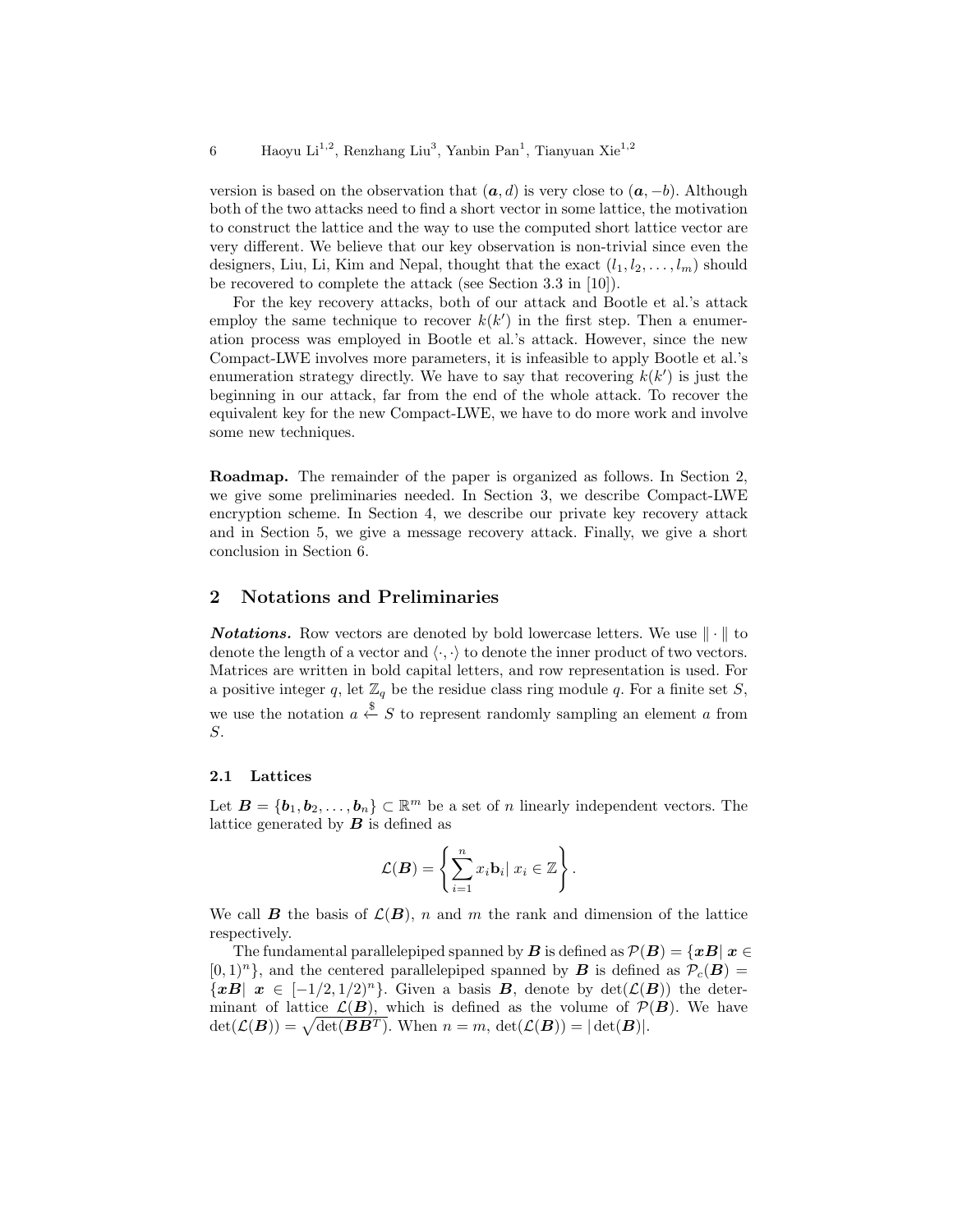version is based on the observation that $(\boldsymbol{a}, d)$ is very close to $(\boldsymbol{a}, -b)$. Although both of the two attacks need to find a short vector in some lattice, the motivation to construct the lattice and the way to use the computed short lattice vector are very different. We believe that our key observation is non-trivial since even the designers, Liu, Li, Kim and Nepal, thought that the exact $(l_1, l_2, \ldots, l_m)$ should be recovered to complete the attack (see Section 3.3 in [10]).

For the key recovery attacks, both of our attack and Bootle et al.'s attack employ the same technique to recover $k(k')$ in the first step. Then a enumeration process was employed in Bootle et al.'s attack. However, since the new Compact-LWE involves more parameters, it is infeasible to apply Bootle et al.'s enumeration strategy directly. We have to say that recovering $k(k')$ is just the beginning in our attack, far from the end of the whole attack. To recover the equivalent key for the new Compact-LWE, we have to do more work and involve some new techniques.

**Roadmap.** The remainder of the paper is organized as follows. In Section 2, we give some preliminaries needed. In Section 3, we describe Compact-LWE encryption scheme. In Section 4, we describe our private key recovery attack and in Section 5, we give a message recovery attack. Finally, we give a short conclusion in Section 6.

## 2 Notations and Preliminaries

***Notations.*** Row vectors are denoted by bold lowercase letters. We use $\|\cdot\|$ to denote the length of a vector and $\langle\cdot,\cdot\rangle$ to denote the inner product of two vectors. Matrices are written in bold capital letters, and row representation is used. For a positive integer $q$, let $\mathbb{Z}_q$ be the residue class ring module $q$. For a finite set $S$, we use the notation $a \xleftarrow{\$} S$ to represent randomly sampling an element $a$ from $S$.

### 2.1 Lattices

Let $\boldsymbol{B} = \{\boldsymbol{b}_1, \boldsymbol{b}_2, \ldots, \boldsymbol{b}_n\} \subset \mathbb{R}^m$ be a set of $n$ linearly independent vectors. The lattice generated by $\boldsymbol{B}$ is defined as

$$\mathcal{L}(\boldsymbol{B}) = \left\{ \sum_{i=1}^{n} x_i \mathbf{b}_i | \ x_i \in \mathbb{Z} \right\}.$$

We call $\boldsymbol{B}$ the basis of $\mathcal{L}(\boldsymbol{B})$, $n$ and $m$ the rank and dimension of the lattice respectively.

The fundamental parallelepiped spanned by $\boldsymbol{B}$ is defined as $\mathcal{P}(\boldsymbol{B}) = \{\boldsymbol{x}\boldsymbol{B} | \ \boldsymbol{x} \in [0,1)^n\}$, and the centered parallelepiped spanned by $\boldsymbol{B}$ is defined as $\mathcal{P}_c(\boldsymbol{B}) = \{\boldsymbol{x}\boldsymbol{B} | \ \boldsymbol{x} \in [-1/2, 1/2)^n\}$. Given a basis $\boldsymbol{B}$, denote by $\det(\mathcal{L}(\boldsymbol{B}))$ the determinant of lattice $\mathcal{L}(\boldsymbol{B})$, which is defined as the volume of $\mathcal{P}(\boldsymbol{B})$. We have $\det(\mathcal{L}(\boldsymbol{B})) = \sqrt{\det(\boldsymbol{B}\boldsymbol{B}^T)}$. When $n = m$, $\det(\mathcal{L}(\boldsymbol{B})) = |\det(\boldsymbol{B})|$.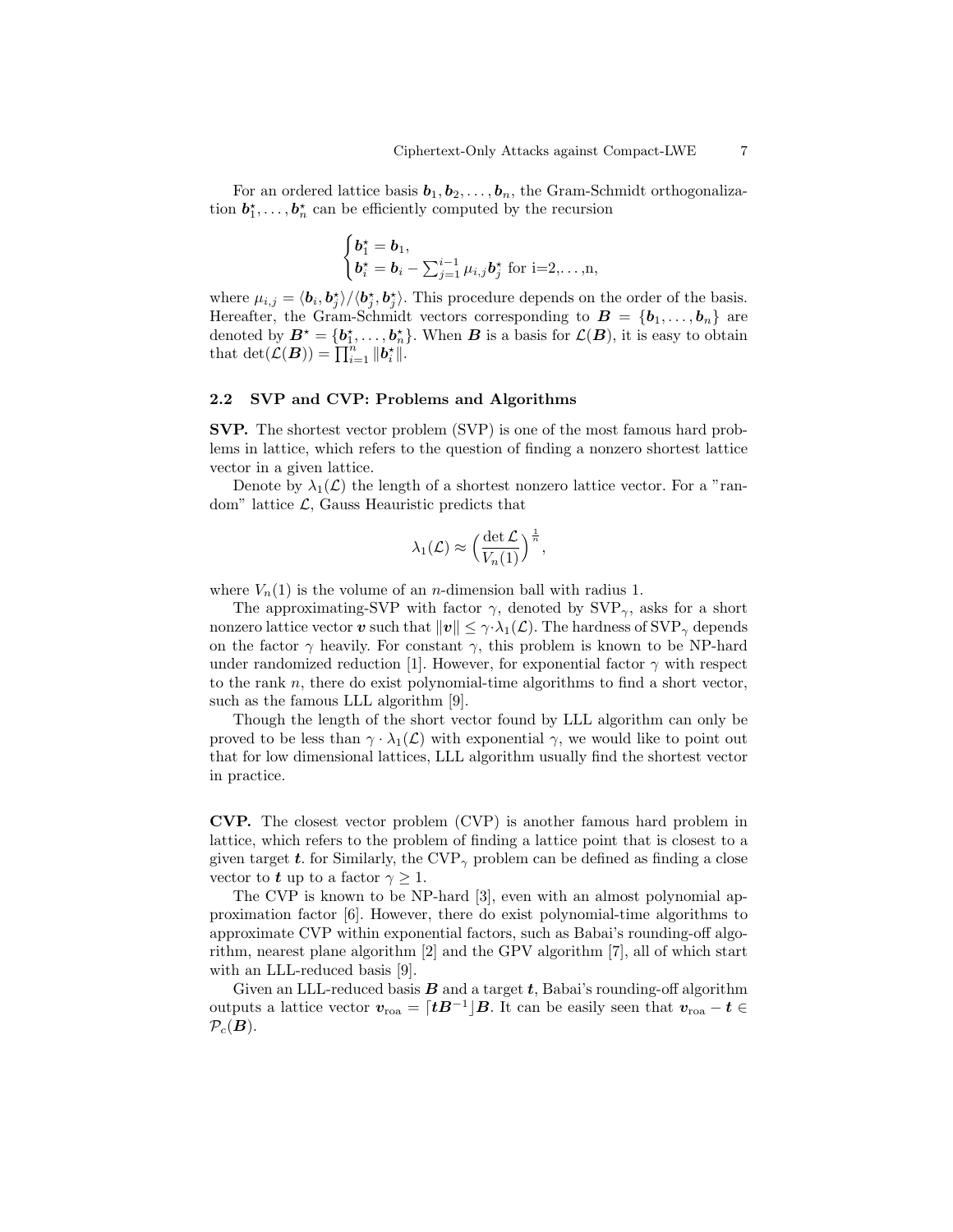For an ordered lattice basis $\boldsymbol{b}_1, \boldsymbol{b}_2, \ldots, \boldsymbol{b}_n$, the Gram-Schmidt orthogonalization $\boldsymbol{b}_1^\star, \ldots, \boldsymbol{b}_n^\star$ can be efficiently computed by the recursion

$$\begin{cases} \boldsymbol{b}_1^\star = \boldsymbol{b}_1, \\ \boldsymbol{b}_i^\star = \boldsymbol{b}_i - \sum_{j=1}^{i-1} \mu_{i,j} \boldsymbol{b}_j^\star \text{ for i=2,...,n,} \end{cases}$$

where $\mu_{i,j} = \langle \boldsymbol{b}_i, \boldsymbol{b}_j^\star \rangle / \langle \boldsymbol{b}_j^\star, \boldsymbol{b}_j^\star \rangle$. This procedure depends on the order of the basis. Hereafter, the Gram-Schmidt vectors corresponding to $\boldsymbol{B} = \{\boldsymbol{b}_1, \ldots, \boldsymbol{b}_n\}$ are denoted by $\boldsymbol{B}^\star = \{\boldsymbol{b}_1^\star, \ldots, \boldsymbol{b}_n^\star\}$. When $\boldsymbol{B}$ is a basis for $\mathcal{L}(\boldsymbol{B})$, it is easy to obtain that $\det(\mathcal{L}(\boldsymbol{B})) = \prod_{i=1}^{n} \|\boldsymbol{b}_i^\star\|$.

### 2.2 SVP and CVP: Problems and Algorithms

**SVP.** The shortest vector problem (SVP) is one of the most famous hard problems in lattice, which refers to the question of finding a nonzero shortest lattice vector in a given lattice.

Denote by $\lambda_1(\mathcal{L})$ the length of a shortest nonzero lattice vector. For a "random" lattice $\mathcal{L}$, Gauss Heauristic predicts that

$$\lambda_1(\mathcal{L}) \approx \Big(\frac{\det \mathcal{L}}{V_n(1)}\Big)^{\frac{1}{n}},$$

where $V_n(1)$ is the volume of an $n$-dimension ball with radius 1.

The approximating-SVP with factor $\gamma$, denoted by $\text{SVP}_\gamma$, asks for a short nonzero lattice vector $\boldsymbol{v}$ such that $\|\boldsymbol{v}\| \le \gamma \cdot \lambda_1(\mathcal{L})$. The hardness of $\text{SVP}_\gamma$ depends on the factor $\gamma$ heavily. For constant $\gamma$, this problem is known to be NP-hard under randomized reduction [1]. However, for exponential factor $\gamma$ with respect to the rank $n$, there do exist polynomial-time algorithms to find a short vector, such as the famous LLL algorithm [9].

Though the length of the short vector found by LLL algorithm can only be proved to be less than $\gamma \cdot \lambda_1(\mathcal{L})$ with exponential $\gamma$, we would like to point out that for low dimensional lattices, LLL algorithm usually find the shortest vector in practice.

**CVP.** The closest vector problem (CVP) is another famous hard problem in lattice, which refers to the problem of finding a lattice point that is closest to a given target $\boldsymbol{t}$. for Similarly, the $\text{CVP}_\gamma$ problem can be defined as finding a close vector to $\boldsymbol{t}$ up to a factor $\gamma \ge 1$.

The CVP is known to be NP-hard [3], even with an almost polynomial approximation factor [6]. However, there do exist polynomial-time algorithms to approximate CVP within exponential factors, such as Babai's rounding-off algorithm, nearest plane algorithm [2] and the GPV algorithm [7], all of which start with an LLL-reduced basis [9].

Given an LLL-reduced basis $\boldsymbol{B}$ and a target $\boldsymbol{t}$, Babai's rounding-off algorithm outputs a lattice vector $\boldsymbol{v}_{\text{roa}} = \lceil \boldsymbol{t}\boldsymbol{B}^{-1} \rfloor \boldsymbol{B}$. It can be easily seen that $\boldsymbol{v}_{\text{roa}} - \boldsymbol{t} \in \mathcal{P}_c(\boldsymbol{B})$.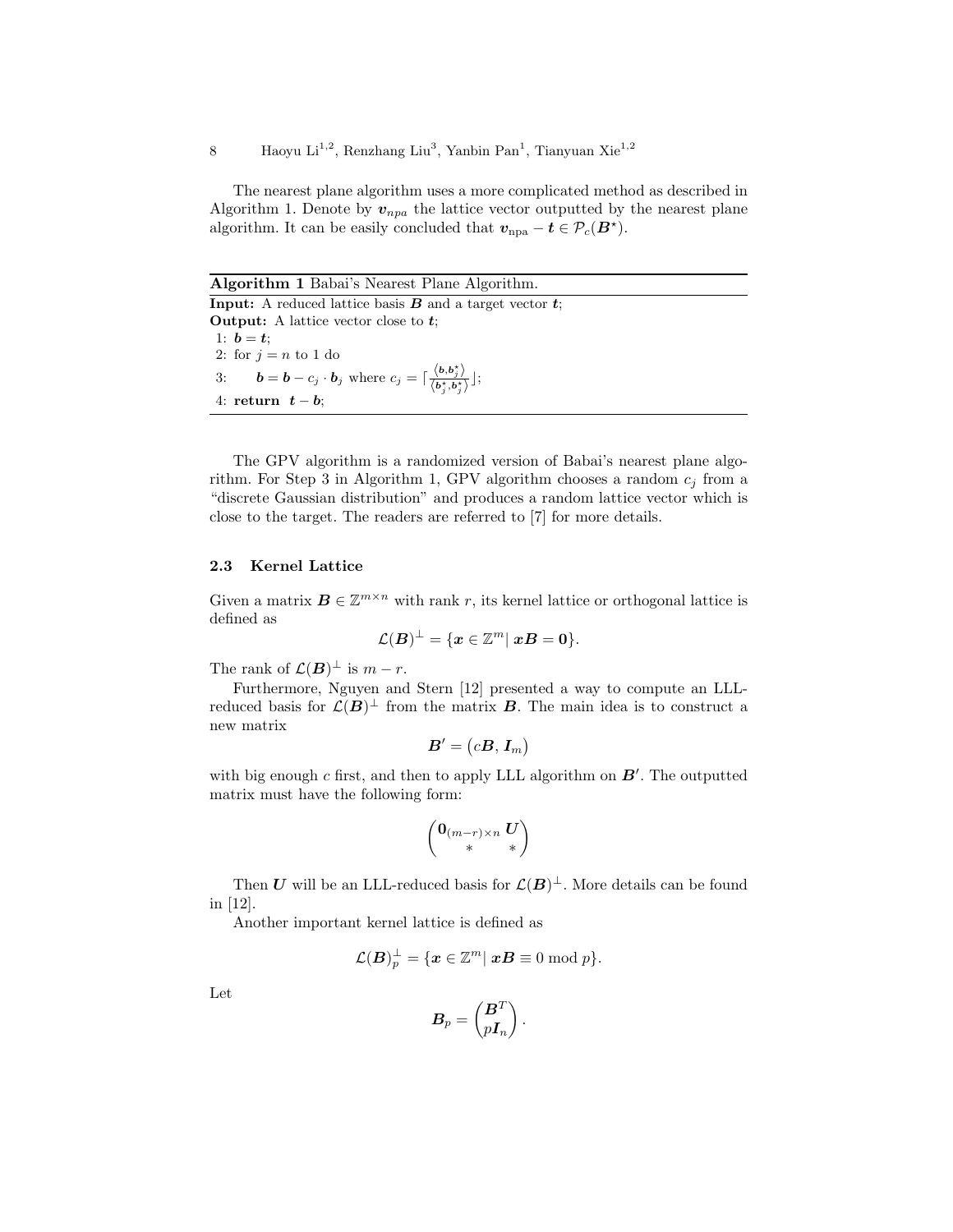The nearest plane algorithm uses a more complicated method as described in Algorithm 1. Denote by $\boldsymbol{v}_{npa}$ the lattice vector outputted by the nearest plane algorithm. It can be easily concluded that $\boldsymbol{v}_{\text{npa}} - \boldsymbol{t} \in \mathcal{P}_c(\boldsymbol{B}^\star)$.

---

**Algorithm 1** Babai's Nearest Plane Algorithm.

---

**Input:** A reduced lattice basis $\boldsymbol{B}$ and a target vector $\boldsymbol{t}$;
**Output:** A lattice vector close to $\boldsymbol{t}$;
1: $\boldsymbol{b} = \boldsymbol{t}$;
2: for $j = n$ to 1 do
3: $\quad \boldsymbol{b} = \boldsymbol{b} - c_j \cdot \boldsymbol{b}_j$ where $c_j = \lceil \frac{\langle \boldsymbol{b}, \boldsymbol{b}_j^\star \rangle}{\langle \boldsymbol{b}_j^\star, \boldsymbol{b}_j^\star \rangle} \rfloor$;
4: **return** $\boldsymbol{t} - \boldsymbol{b}$;

---

The GPV algorithm is a randomized version of Babai's nearest plane algorithm. For Step 3 in Algorithm 1, GPV algorithm chooses a random $c_j$ from a "discrete Gaussian distribution" and produces a random lattice vector which is close to the target. The readers are referred to [7] for more details.

### 2.3 Kernel Lattice

Given a matrix $\boldsymbol{B} \in \mathbb{Z}^{m \times n}$ with rank $r$, its kernel lattice or orthogonal lattice is defined as

$$\mathcal{L}(\boldsymbol{B})^\perp = \{\boldsymbol{x} \in \mathbb{Z}^m | \ \boldsymbol{x}\boldsymbol{B} = \boldsymbol{0}\}.$$

The rank of $\mathcal{L}(\boldsymbol{B})^\perp$ is $m - r$.

Furthermore, Nguyen and Stern [12] presented a way to compute an LLL-reduced basis for $\mathcal{L}(\boldsymbol{B})^\perp$ from the matrix $\boldsymbol{B}$. The main idea is to construct a new matrix

$$\boldsymbol{B}' = \begin{pmatrix} c\boldsymbol{B}, \boldsymbol{I}_m \end{pmatrix}$$

with big enough $c$ first, and then to apply LLL algorithm on $\boldsymbol{B}'$. The outputted matrix must have the following form:

$$\begin{pmatrix} \boldsymbol{0}_{(m-r)\times n} & \boldsymbol{U} \\ * & * \end{pmatrix}$$

Then $\boldsymbol{U}$ will be an LLL-reduced basis for $\mathcal{L}(\boldsymbol{B})^\perp$. More details can be found in [12].

Another important kernel lattice is defined as

$$\mathcal{L}(\boldsymbol{B})_p^\perp = \{\boldsymbol{x} \in \mathbb{Z}^m | \ \boldsymbol{x}\boldsymbol{B} \equiv 0 \bmod p\}.$$

Let

$$\boldsymbol{B}_p = \begin{pmatrix} \boldsymbol{B}^T \\ p\boldsymbol{I}_n \end{pmatrix}.$$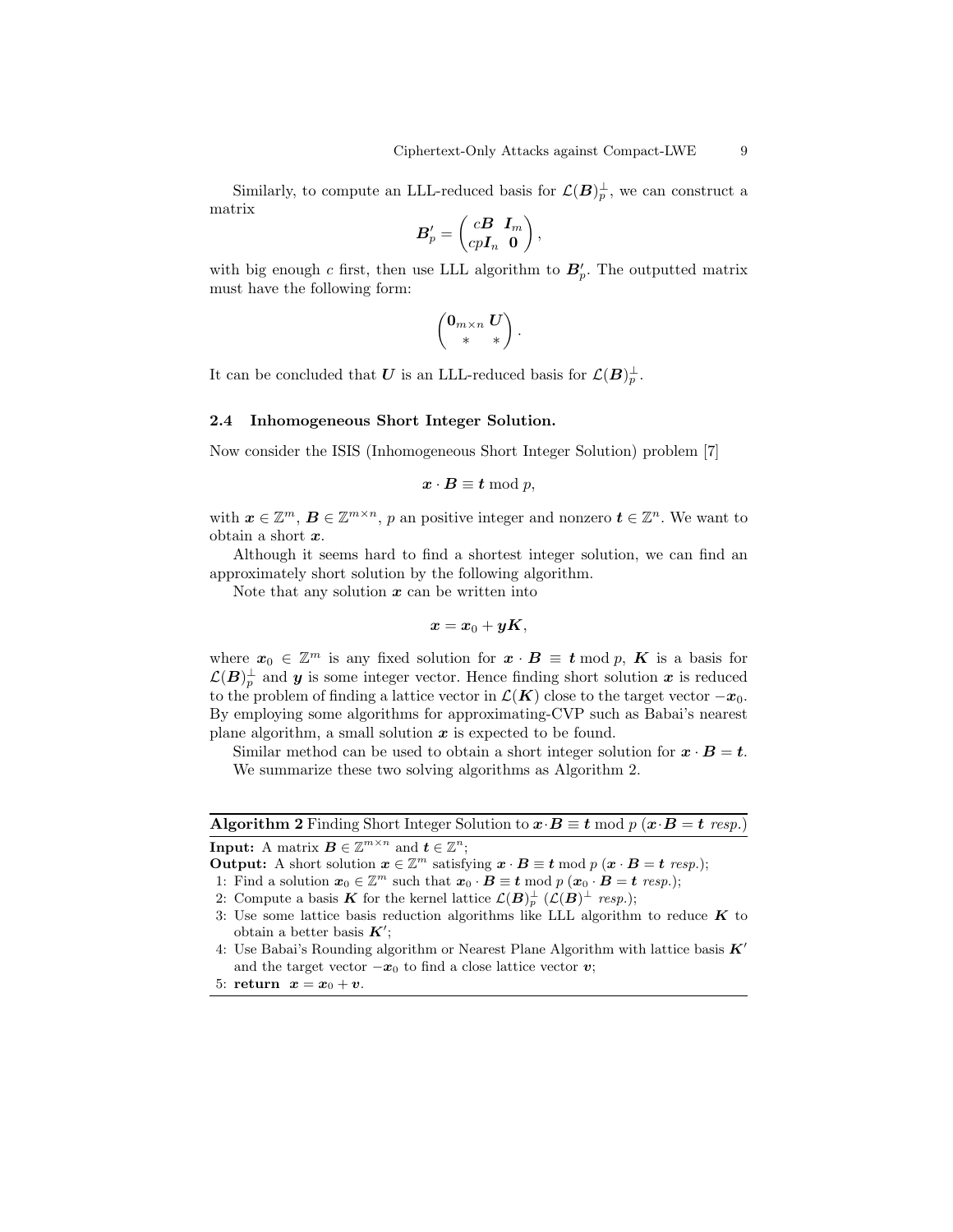Similarly, to compute an LLL-reduced basis for $\mathcal{L}(\boldsymbol{B})_p^{\perp}$, we can construct a matrix

$$\boldsymbol{B}_p' = \begin{pmatrix} c\boldsymbol{B} & \boldsymbol{I}_m \\ cp\boldsymbol{I}_n & \boldsymbol{0} \end{pmatrix},$$

with big enough $c$ first, then use LLL algorithm to $\boldsymbol{B}_p'$. The outputted matrix must have the following form:

$$\begin{pmatrix} \boldsymbol{0}_{m\times n} & \boldsymbol{U} \\ * & * \end{pmatrix}.$$

It can be concluded that $\boldsymbol{U}$ is an LLL-reduced basis for $\mathcal{L}(\boldsymbol{B})_p^{\perp}$.

### 2.4 Inhomogeneous Short Integer Solution.

Now consider the ISIS (Inhomogeneous Short Integer Solution) problem [7]

$$\boldsymbol{x} \cdot \boldsymbol{B} \equiv \boldsymbol{t} \bmod p,$$

with $\boldsymbol{x} \in \mathbb{Z}^m$, $\boldsymbol{B} \in \mathbb{Z}^{m\times n}$, $p$ an positive integer and nonzero $\boldsymbol{t} \in \mathbb{Z}^n$. We want to obtain a short $\boldsymbol{x}$.

Although it seems hard to find a shortest integer solution, we can find an approximately short solution by the following algorithm.

Note that any solution $\boldsymbol{x}$ can be written into

$$\boldsymbol{x} = \boldsymbol{x}_0 + \boldsymbol{y}\boldsymbol{K},$$

where $\boldsymbol{x}_0 \in \mathbb{Z}^m$ is any fixed solution for $\boldsymbol{x} \cdot \boldsymbol{B} \equiv \boldsymbol{t} \bmod p$, $\boldsymbol{K}$ is a basis for $\mathcal{L}(\boldsymbol{B})_p^{\perp}$ and $\boldsymbol{y}$ is some integer vector. Hence finding short solution $\boldsymbol{x}$ is reduced to the problem of finding a lattice vector in $\mathcal{L}(\boldsymbol{K})$ close to the target vector $-\boldsymbol{x}_0$. By employing some algorithms for approximating-CVP such as Babai's nearest plane algorithm, a small solution $\boldsymbol{x}$ is expected to be found.

Similar method can be used to obtain a short integer solution for $\boldsymbol{x} \cdot \boldsymbol{B} = \boldsymbol{t}$.

We summarize these two solving algorithms as Algorithm 2.

---

**Algorithm 2** Finding Short Integer Solution to $\boldsymbol{x}\cdot\boldsymbol{B} \equiv \boldsymbol{t} \bmod p$ ($\boldsymbol{x}\cdot\boldsymbol{B} = \boldsymbol{t}$ *resp.*)

---

**Input:** A matrix $\boldsymbol{B} \in \mathbb{Z}^{m\times n}$ and $\boldsymbol{t} \in \mathbb{Z}^n$;

**Output:** A short solution $\boldsymbol{x} \in \mathbb{Z}^m$ satisfying $\boldsymbol{x} \cdot \boldsymbol{B} \equiv \boldsymbol{t} \bmod p$ ($\boldsymbol{x} \cdot \boldsymbol{B} = \boldsymbol{t}$ *resp.*);

1: Find a solution $\boldsymbol{x}_0 \in \mathbb{Z}^m$ such that $\boldsymbol{x}_0 \cdot \boldsymbol{B} \equiv \boldsymbol{t} \bmod p$ ($\boldsymbol{x}_0 \cdot \boldsymbol{B} = \boldsymbol{t}$ *resp.*);

2: Compute a basis $\boldsymbol{K}$ for the kernel lattice $\mathcal{L}(\boldsymbol{B})_p^{\perp}$ ($\mathcal{L}(\boldsymbol{B})^{\perp}$ *resp.*);

3: Use some lattice basis reduction algorithms like LLL algorithm to reduce $\boldsymbol{K}$ to obtain a better basis $\boldsymbol{K}'$;

4: Use Babai's Rounding algorithm or Nearest Plane Algorithm with lattice basis $\boldsymbol{K}'$ and the target vector $-\boldsymbol{x}_0$ to find a close lattice vector $\boldsymbol{v}$;

5: **return** $\boldsymbol{x} = \boldsymbol{x}_0 + \boldsymbol{v}$.

---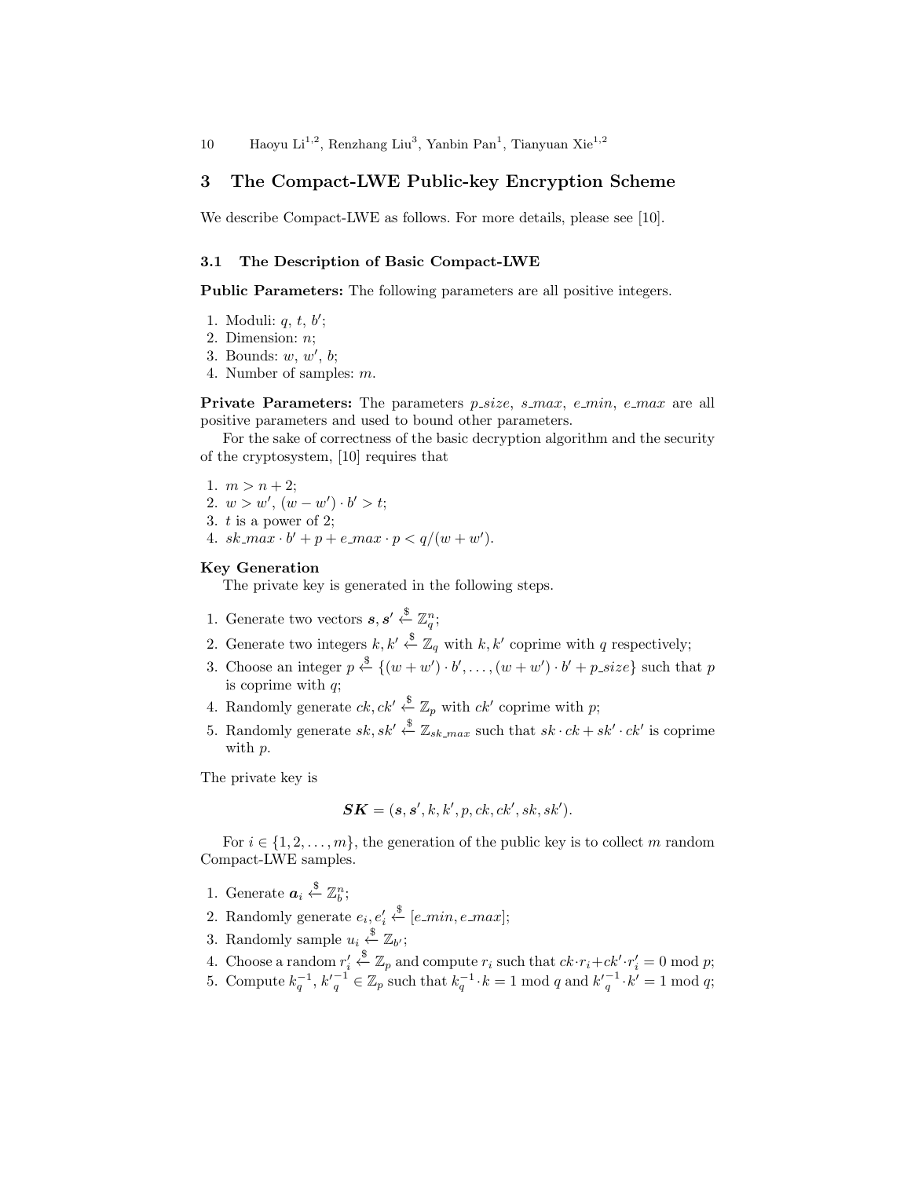## 3 The Compact-LWE Public-key Encryption Scheme

We describe Compact-LWE as follows. For more details, please see [10].

### 3.1 The Description of Basic Compact-LWE

**Public Parameters:** The following parameters are all positive integers.

1. Moduli: $q$, $t$, $b'$;
2. Dimension: $n$;
3. Bounds: $w$, $w'$, $b$;
4. Number of samples: $m$.

**Private Parameters:** The parameters $p\_size$, $s\_max$, $e\_min$, $e\_max$ are all positive parameters and used to bound other parameters.

For the sake of correctness of the basic decryption algorithm and the security of the cryptosystem, [10] requires that

1. $m > n + 2$;
2. $w > w'$, $(w - w') \cdot b' > t$;
3. $t$ is a power of 2;
4. $sk\_max \cdot b' + p + e\_max \cdot p < q/(w + w')$.

**Key Generation**

The private key is generated in the following steps.

1. Generate two vectors $\boldsymbol{s}, \boldsymbol{s}' \xleftarrow{\$} \mathbb{Z}_q^n$;
2. Generate two integers $k, k' \xleftarrow{\$} \mathbb{Z}_q$ with $k, k'$ coprime with $q$ respectively;
3. Choose an integer $p \xleftarrow{\$} \{(w + w') \cdot b', \ldots, (w + w') \cdot b' + p\_size\}$ such that $p$ is coprime with $q$;
4. Randomly generate $ck, ck' \xleftarrow{\$} \mathbb{Z}_p$ with $ck'$ coprime with $p$;
5. Randomly generate $sk, sk' \xleftarrow{\$} \mathbb{Z}_{sk\_max}$ such that $sk \cdot ck + sk' \cdot ck'$ is coprime with $p$.

The private key is

$$\boldsymbol{SK} = (\boldsymbol{s}, \boldsymbol{s}', k, k', p, ck, ck', sk, sk').$$

For $i \in \{1, 2, \ldots, m\}$, the generation of the public key is to collect $m$ random Compact-LWE samples.

1. Generate $\boldsymbol{a}_i \xleftarrow{\$} \mathbb{Z}_b^n$;
2. Randomly generate $e_i, e_i' \xleftarrow{\$} [e\_min, e\_max]$;
3. Randomly sample $u_i \xleftarrow{\$} \mathbb{Z}_{b'}$;
4. Choose a random $r_i' \xleftarrow{\$} \mathbb{Z}_p$ and compute $r_i$ such that $ck \cdot r_i + ck' \cdot r_i' = 0 \bmod p$;
5. Compute $k_q^{-1}, {k'}_q^{-1} \in \mathbb{Z}_p$ such that $k_q^{-1} \cdot k = 1 \bmod q$ and ${k'}_q^{-1} \cdot k' = 1 \bmod q$;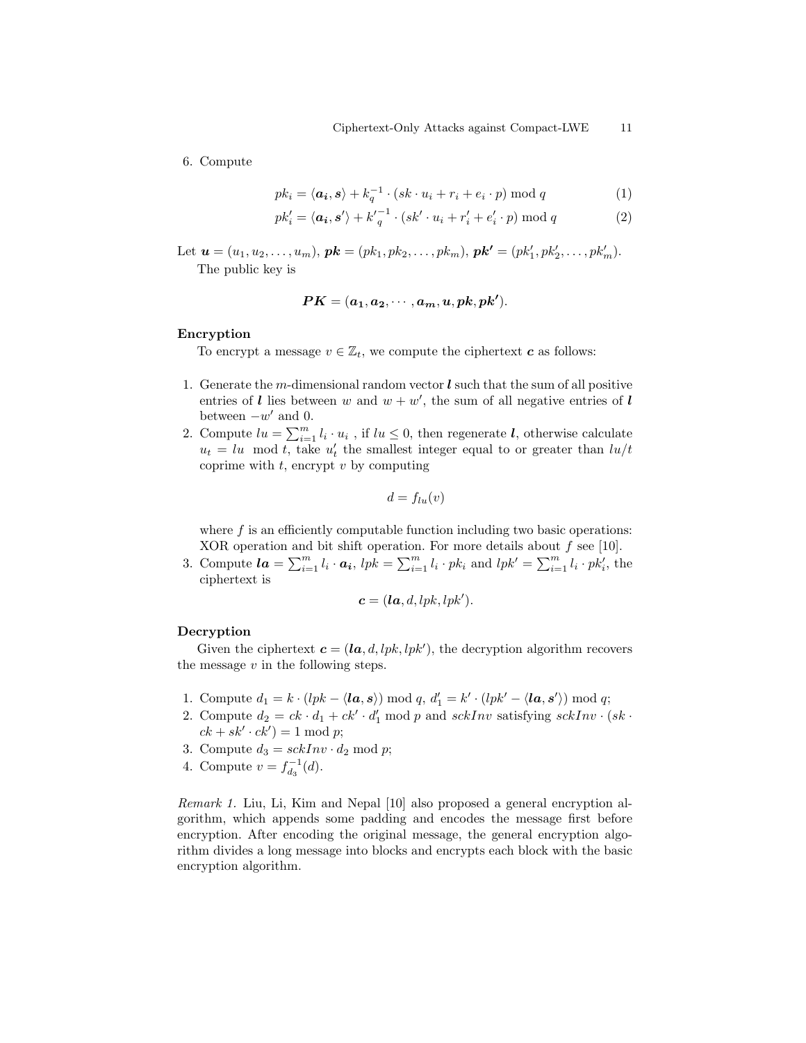6. Compute

$$pk_i = \langle \boldsymbol{a_i}, \boldsymbol{s} \rangle + k_q^{-1} \cdot (sk \cdot u_i + r_i + e_i \cdot p) \bmod q \tag{1}$$

$$pk'_i = \langle \boldsymbol{a_i}, \boldsymbol{s'} \rangle + {k'}_q^{-1} \cdot (sk' \cdot u_i + r'_i + e'_i \cdot p) \bmod q \tag{2}$$

Let $\boldsymbol{u} = (u_1, u_2, \ldots, u_m)$, $\boldsymbol{pk} = (pk_1, pk_2, \ldots, pk_m)$, $\boldsymbol{pk'} = (pk'_1, pk'_2, \ldots, pk'_m)$.

The public key is

$$\boldsymbol{PK} = (\boldsymbol{a_1}, \boldsymbol{a_2}, \cdots, \boldsymbol{a_m}, \boldsymbol{u}, \boldsymbol{pk}, \boldsymbol{pk'}).$$

**Encryption**

To encrypt a message $v \in \mathbb{Z}_t$, we compute the ciphertext $\boldsymbol{c}$ as follows:

1. Generate the $m$-dimensional random vector $\boldsymbol{l}$ such that the sum of all positive entries of $\boldsymbol{l}$ lies between $w$ and $w + w'$, the sum of all negative entries of $\boldsymbol{l}$ between $-w'$ and 0.
2. Compute $lu = \sum_{i=1}^{m} l_i \cdot u_i$ , if $lu \leq 0$, then regenerate $\boldsymbol{l}$, otherwise calculate $u_t = lu \mod t$, take $u'_t$ the smallest integer equal to or greater than $lu/t$ coprime with $t$, encrypt $v$ by computing

$$d = f_{lu}(v)$$

   where $f$ is an efficiently computable function including two basic operations: XOR operation and bit shift operation. For more details about $f$ see [10].
3. Compute $\boldsymbol{la} = \sum_{i=1}^{m} l_i \cdot \boldsymbol{a_i}$, $lpk = \sum_{i=1}^{m} l_i \cdot pk_i$ and $lpk' = \sum_{i=1}^{m} l_i \cdot pk'_i$, the ciphertext is

$$\boldsymbol{c} = (\boldsymbol{la}, d, lpk, lpk').$$

**Decryption**

Given the ciphertext $\boldsymbol{c} = (\boldsymbol{la}, d, lpk, lpk')$, the decryption algorithm recovers the message $v$ in the following steps.

1. Compute $d_1 = k \cdot (lpk - \langle \boldsymbol{la}, \boldsymbol{s} \rangle) \bmod q$, $d'_1 = k' \cdot (lpk' - \langle \boldsymbol{la}, \boldsymbol{s'} \rangle) \bmod q$;
2. Compute $d_2 = ck \cdot d_1 + ck' \cdot d'_1 \bmod p$ and $sckInv$ satisfying $sckInv \cdot (sk \cdot ck + sk' \cdot ck') = 1 \bmod p$;
3. Compute $d_3 = sckInv \cdot d_2 \bmod p$;
4. Compute $v = f_{d_3}^{-1}(d)$.

*Remark 1.* Liu, Li, Kim and Nepal [10] also proposed a general encryption algorithm, which appends some padding and encodes the message first before encryption. After encoding the original message, the general encryption algorithm divides a long message into blocks and encrypts each block with the basic encryption algorithm.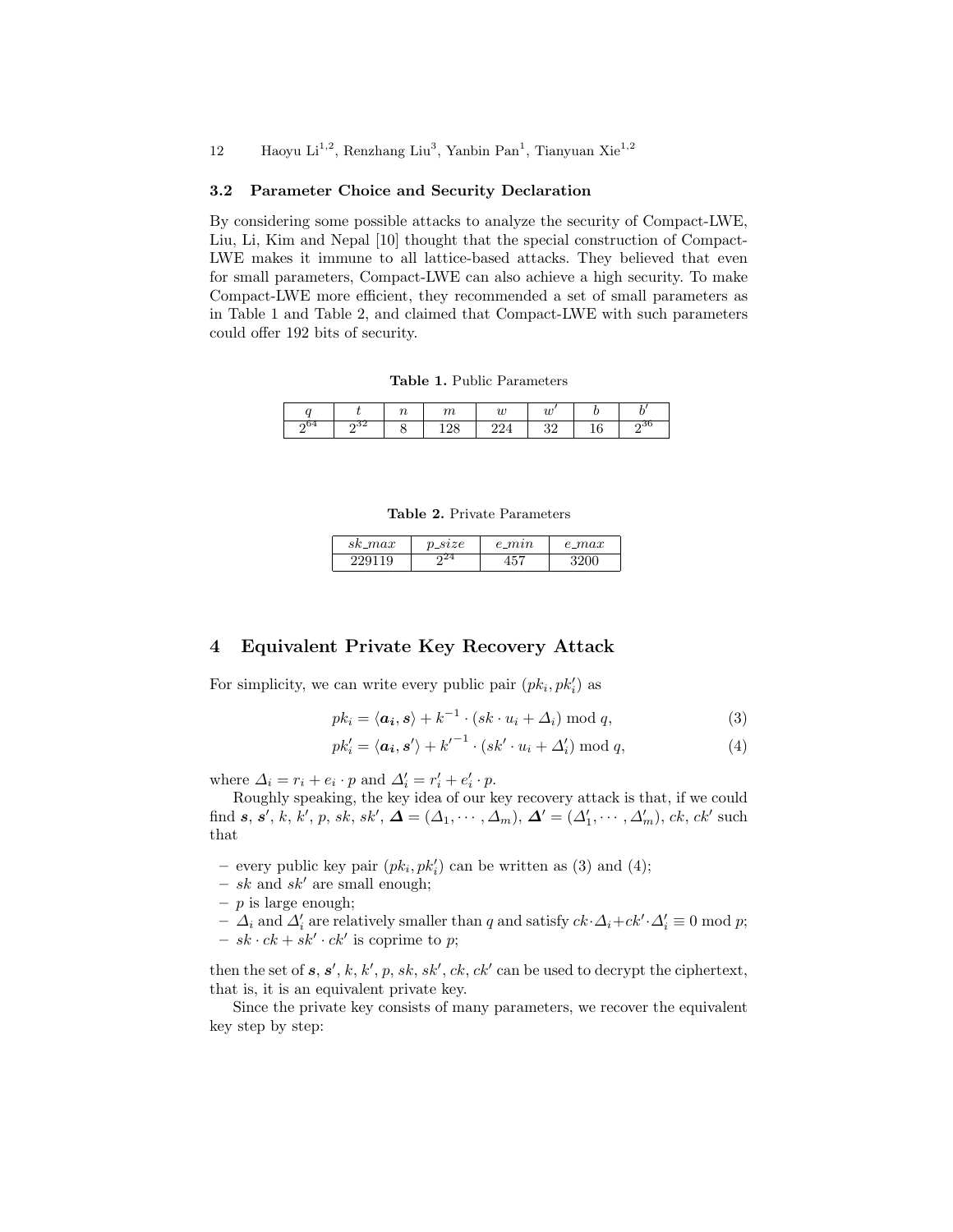### 3.2 Parameter Choice and Security Declaration

By considering some possible attacks to analyze the security of Compact-LWE, Liu, Li, Kim and Nepal [10] thought that the special construction of Compact-LWE makes it immune to all lattice-based attacks. They believed that even for small parameters, Compact-LWE can also achieve a high security. To make Compact-LWE more efficient, they recommended a set of small parameters as in Table 1 and Table 2, and claimed that Compact-LWE with such parameters could offer 192 bits of security.

**Table 1.** Public Parameters

| $q$ | $t$ | $n$ | $m$ | $w$ | $w'$ | $b$ | $b'$ |
|---|---|---|---|---|---|---|---|
| $2^{64}$ | $2^{32}$ | 8 | 128 | 224 | 32 | 16 | $2^{36}$ |

**Table 2.** Private Parameters

| $sk\_max$ | $p\_size$ | $e\_min$ | $e\_max$ |
|---|---|---|---|
| 229119 | $2^{24}$ | 457 | 3200 |

## 4 Equivalent Private Key Recovery Attack

For simplicity, we can write every public pair $(pk_i, pk'_i)$ as

$$pk_i = \langle \boldsymbol{a_i}, \boldsymbol{s} \rangle + k^{-1} \cdot (sk \cdot u_i + \Delta_i) \bmod q, \tag{3}$$

$$pk'_i = \langle \boldsymbol{a_i}, \boldsymbol{s}' \rangle + {k'}^{-1} \cdot (sk' \cdot u_i + \Delta'_i) \bmod q, \tag{4}$$

where $\Delta_i = r_i + e_i \cdot p$ and $\Delta'_i = r'_i + e'_i \cdot p$.

Roughly speaking, the key idea of our key recovery attack is that, if we could find $\boldsymbol{s}$, $\boldsymbol{s}'$, $k$, $k'$, $p$, $sk$, $sk'$, $\boldsymbol{\Delta} = (\Delta_1, \cdots, \Delta_m)$, $\boldsymbol{\Delta}' = (\Delta'_1, \cdots, \Delta'_m)$, $ck$, $ck'$ such that

- every public key pair $(pk_i, pk'_i)$ can be written as (3) and (4);
- $sk$ and $sk'$ are small enough;
- $p$ is large enough;
- $\Delta_i$ and $\Delta'_i$ are relatively smaller than $q$ and satisfy $ck \cdot \Delta_i + ck' \cdot \Delta'_i \equiv 0 \bmod p$;
- $sk \cdot ck + sk' \cdot ck'$ is coprime to $p$;

then the set of $\boldsymbol{s}$, $\boldsymbol{s}'$, $k$, $k'$, $p$, $sk$, $sk'$, $ck$, $ck'$ can be used to decrypt the ciphertext, that is, it is an equivalent private key.

Since the private key consists of many parameters, we recover the equivalent key step by step: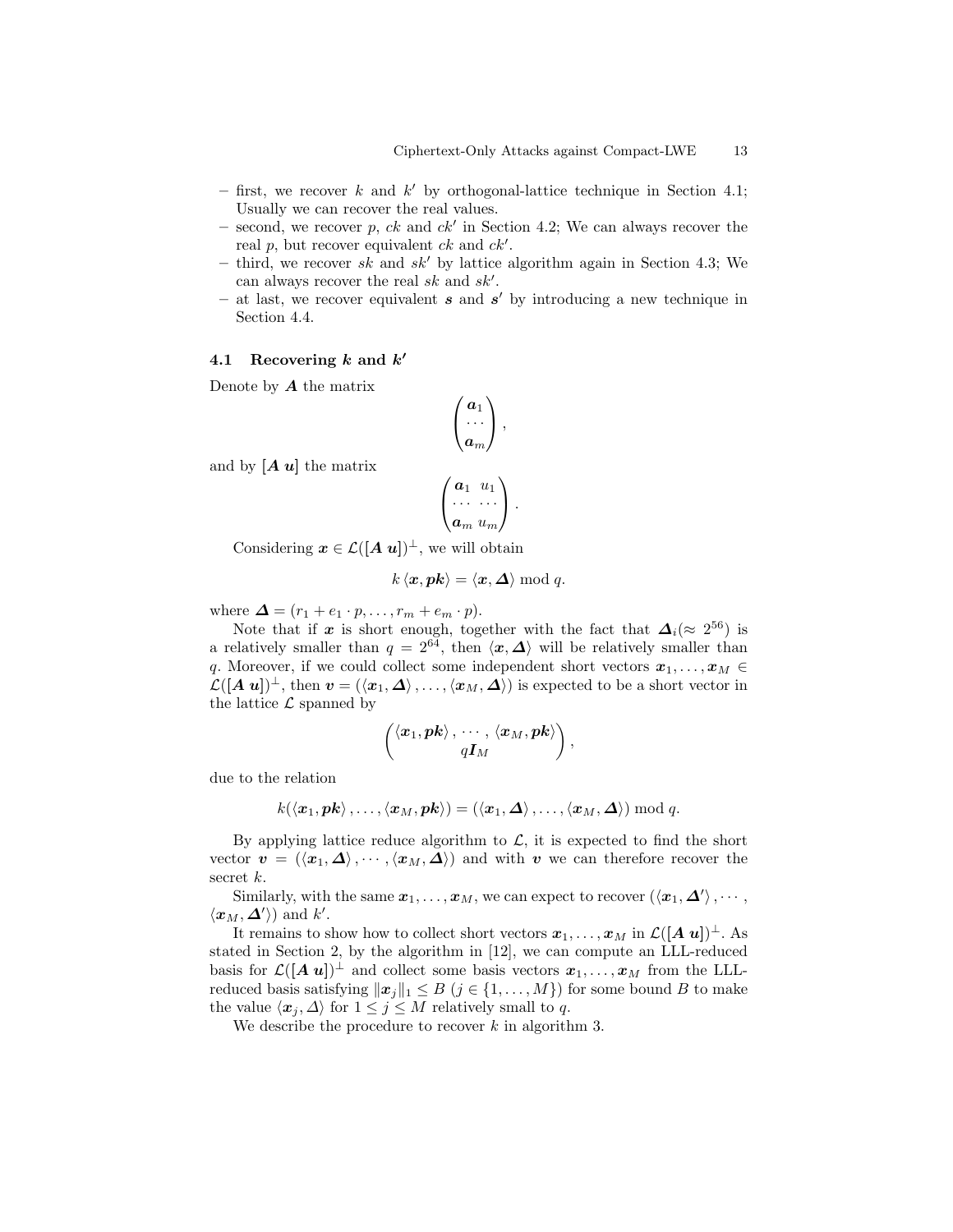- first, we recover $k$ and $k'$ by orthogonal-lattice technique in Section 4.1; Usually we can recover the real values.
- second, we recover $p$, $ck$ and $ck'$ in Section 4.2; We can always recover the real $p$, but recover equivalent $ck$ and $ck'$.
- third, we recover $sk$ and $sk'$ by lattice algorithm again in Section 4.3; We can always recover the real $sk$ and $sk'$.
- at last, we recover equivalent $\boldsymbol{s}$ and $\boldsymbol{s}'$ by introducing a new technique in Section 4.4.

### 4.1 Recovering $k$ and $k'$

Denote by $\boldsymbol{A}$ the matrix

$$\begin{pmatrix} \boldsymbol{a}_1 \\ \cdots \\ \boldsymbol{a}_m \end{pmatrix},$$

and by $[\boldsymbol{A}\ \boldsymbol{u}]$ the matrix

$$\begin{pmatrix} \boldsymbol{a}_1 & u_1 \\ \cdots & \cdots \\ \boldsymbol{a}_m & u_m \end{pmatrix}.$$

Considering $\boldsymbol{x} \in \mathcal{L}([\boldsymbol{A}\ \boldsymbol{u}])^{\perp}$, we will obtain

$$k \langle \boldsymbol{x}, \boldsymbol{pk} \rangle = \langle \boldsymbol{x}, \boldsymbol{\Delta} \rangle \bmod q.$$

where $\boldsymbol{\Delta} = (r_1 + e_1 \cdot p, \ldots, r_m + e_m \cdot p)$.

Note that if $\boldsymbol{x}$ is short enough, together with the fact that $\boldsymbol{\Delta}_i (\approx 2^{56})$ is a relatively smaller than $q = 2^{64}$, then $\langle \boldsymbol{x}, \boldsymbol{\Delta} \rangle$ will be relatively smaller than $q$. Moreover, if we could collect some independent short vectors $\boldsymbol{x}_1, \ldots, \boldsymbol{x}_M \in \mathcal{L}([\boldsymbol{A}\ \boldsymbol{u}])^{\perp}$, then $\boldsymbol{v} = (\langle \boldsymbol{x}_1, \boldsymbol{\Delta} \rangle, \ldots, \langle \boldsymbol{x}_M, \boldsymbol{\Delta} \rangle)$ is expected to be a short vector in the lattice $\mathcal{L}$ spanned by

$$\begin{pmatrix} \langle \boldsymbol{x}_1, \boldsymbol{pk} \rangle, \cdots, \langle \boldsymbol{x}_M, \boldsymbol{pk} \rangle \\ q\boldsymbol{I}_M \end{pmatrix},$$

due to the relation

$$k(\langle \boldsymbol{x}_1, \boldsymbol{pk} \rangle, \ldots, \langle \boldsymbol{x}_M, \boldsymbol{pk} \rangle) = (\langle \boldsymbol{x}_1, \boldsymbol{\Delta} \rangle, \ldots, \langle \boldsymbol{x}_M, \boldsymbol{\Delta} \rangle) \bmod q.$$

By applying lattice reduce algorithm to $\mathcal{L}$, it is expected to find the short vector $\boldsymbol{v} = (\langle \boldsymbol{x}_1, \boldsymbol{\Delta} \rangle, \cdots, \langle \boldsymbol{x}_M, \boldsymbol{\Delta} \rangle)$ and with $\boldsymbol{v}$ we can therefore recover the secret $k$.

Similarly, with the same $\boldsymbol{x}_1, \ldots, \boldsymbol{x}_M$, we can expect to recover $(\langle \boldsymbol{x}_1, \boldsymbol{\Delta}' \rangle, \cdots, \langle \boldsymbol{x}_M, \boldsymbol{\Delta}' \rangle)$ and $k'$.

It remains to show how to collect short vectors $\boldsymbol{x}_1, \ldots, \boldsymbol{x}_M$ in $\mathcal{L}([\boldsymbol{A}\ \boldsymbol{u}])^{\perp}$. As stated in Section 2, by the algorithm in [12], we can compute an LLL-reduced basis for $\mathcal{L}([\boldsymbol{A}\ \boldsymbol{u}])^{\perp}$ and collect some basis vectors $\boldsymbol{x}_1, \ldots, \boldsymbol{x}_M$ from the LLL-reduced basis satisfying $\|\boldsymbol{x}_j\|_1 \leq B$ ($j \in \{1, \ldots, M\}$) for some bound $B$ to make the value $\langle \boldsymbol{x}_j, \Delta \rangle$ for $1 \leq j \leq M$ relatively small to $q$.

We describe the procedure to recover $k$ in algorithm 3.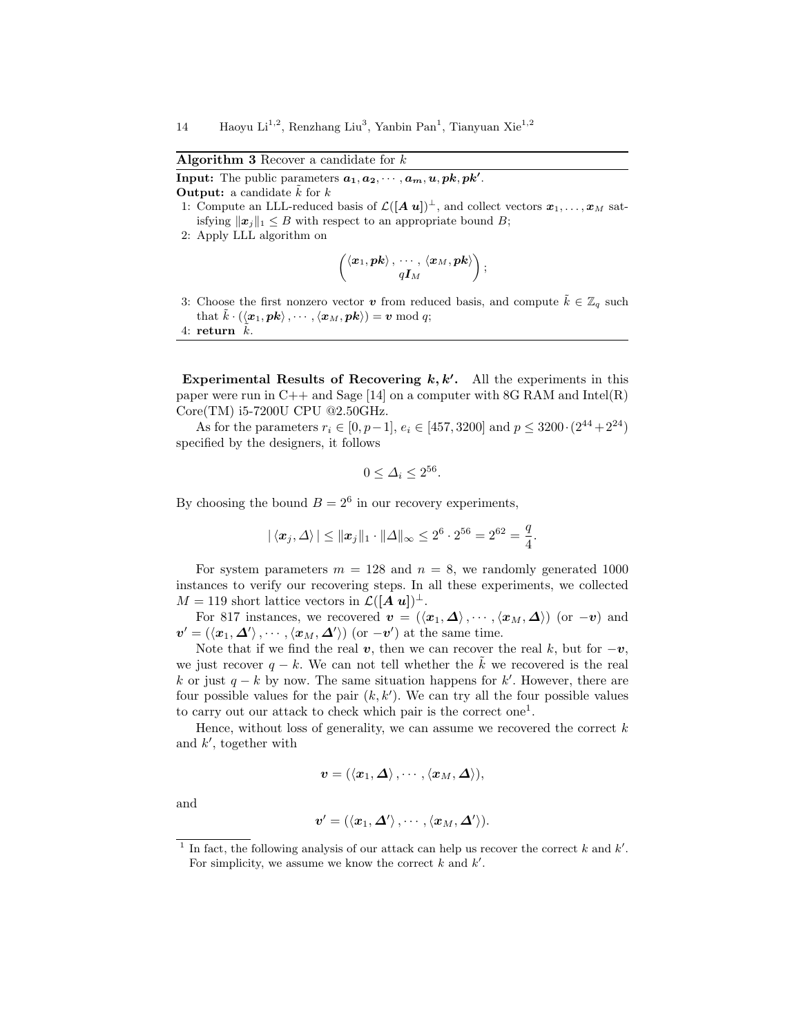**Algorithm 3** Recover a candidate for $k$

**Input:** The public parameters $\boldsymbol{a_1}, \boldsymbol{a_2}, \cdots, \boldsymbol{a_m}, \boldsymbol{u}, \boldsymbol{pk}, \boldsymbol{pk'}$.
**Output:** a candidate $\tilde{k}$ for $k$

1: Compute an LLL-reduced basis of $\mathcal{L}([\boldsymbol{A}\ \boldsymbol{u}])^{\perp}$, and collect vectors $\boldsymbol{x}_1, \ldots, \boldsymbol{x}_M$ satisfying $\|\boldsymbol{x}_j\|_1 \leq B$ with respect to an appropriate bound $B$;

2: Apply LLL algorithm on

$$\begin{pmatrix} \langle \boldsymbol{x}_1, \boldsymbol{pk} \rangle, \cdots, \langle \boldsymbol{x}_M, \boldsymbol{pk} \rangle \\ q\boldsymbol{I}_M \end{pmatrix};$$

3: Choose the first nonzero vector $\boldsymbol{v}$ from reduced basis, and compute $\tilde{k} \in \mathbb{Z}_q$ such that $\tilde{k} \cdot (\langle \boldsymbol{x}_1, \boldsymbol{pk} \rangle, \cdots, \langle \boldsymbol{x}_M, \boldsymbol{pk} \rangle) = \boldsymbol{v} \bmod q$;

4: **return** $\tilde{k}$.

**Experimental Results of Recovering $\boldsymbol{k}, \boldsymbol{k'}$.** All the experiments in this paper were run in C++ and Sage [14] on a computer with 8G RAM and Intel(R) Core(TM) i5-7200U CPU @2.50GHz.

As for the parameters $r_i \in [0, p-1]$, $e_i \in [457, 3200]$ and $p \leq 3200 \cdot (2^{44} + 2^{24})$ specified by the designers, it follows

$$0 \leq \Delta_i \leq 2^{56}.$$

By choosing the bound $B = 2^6$ in our recovery experiments,

$$|\langle \boldsymbol{x}_j, \Delta \rangle| \leq \|\boldsymbol{x}_j\|_1 \cdot \|\Delta\|_\infty \leq 2^6 \cdot 2^{56} = 2^{62} = \frac{q}{4}.$$

For system parameters $m = 128$ and $n = 8$, we randomly generated 1000 instances to verify our recovering steps. In all these experiments, we collected $M = 119$ short lattice vectors in $\mathcal{L}([\boldsymbol{A}\ \boldsymbol{u}])^{\perp}$.

For 817 instances, we recovered $\boldsymbol{v} = (\langle \boldsymbol{x}_1, \boldsymbol{\Delta} \rangle, \cdots, \langle \boldsymbol{x}_M, \boldsymbol{\Delta} \rangle)$ (or $-\boldsymbol{v}$) and $\boldsymbol{v}' = (\langle \boldsymbol{x}_1, \boldsymbol{\Delta}' \rangle, \cdots, \langle \boldsymbol{x}_M, \boldsymbol{\Delta}' \rangle)$ (or $-\boldsymbol{v}'$) at the same time.

Note that if we find the real $\boldsymbol{v}$, then we can recover the real $k$, but for $-\boldsymbol{v}$, we just recover $q - k$. We can not tell whether the $\tilde{k}$ we recovered is the real $k$ or just $q - k$ by now. The same situation happens for $k'$. However, there are four possible values for the pair $(k, k')$. We can try all the four possible values to carry out our attack to check which pair is the correct one[1].

Hence, without loss of generality, we can assume we recovered the correct $k$ and $k'$, together with

$$\boldsymbol{v} = (\langle \boldsymbol{x}_1, \boldsymbol{\Delta} \rangle, \cdots, \langle \boldsymbol{x}_M, \boldsymbol{\Delta} \rangle),$$

and

$$\boldsymbol{v}' = (\langle \boldsymbol{x}_1, \boldsymbol{\Delta}' \rangle, \cdots, \langle \boldsymbol{x}_M, \boldsymbol{\Delta}' \rangle).$$

[1] In fact, the following analysis of our attack can help us recover the correct $k$ and $k'$. For simplicity, we assume we know the correct $k$ and $k'$.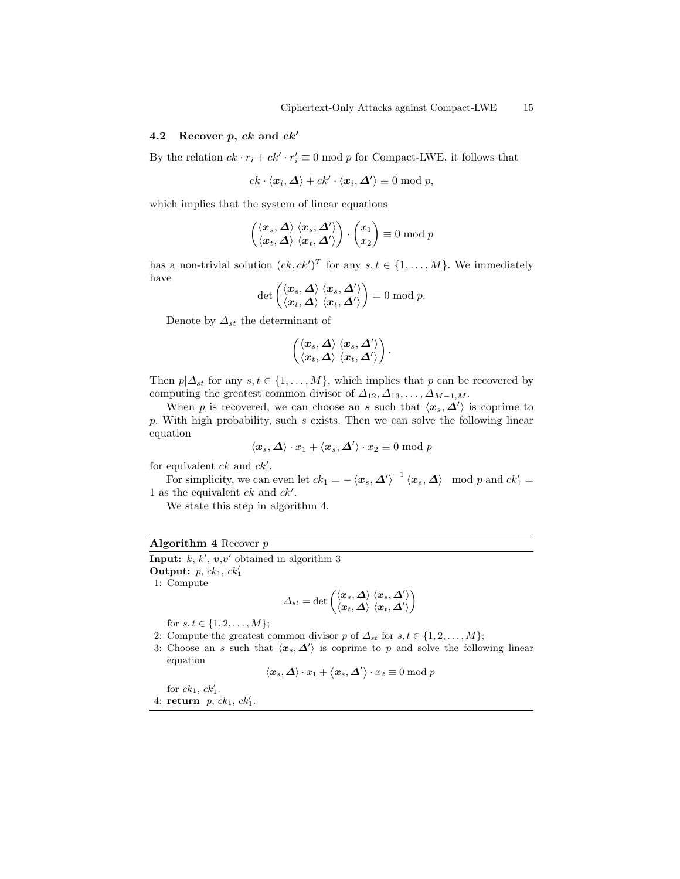### 4.2 Recover $p$, $ck$ and $ck'$

By the relation $ck \cdot r_i + ck' \cdot r_i' \equiv 0 \bmod p$ for Compact-LWE, it follows that

$$ck \cdot \langle \boldsymbol{x}_i, \boldsymbol{\Delta} \rangle + ck' \cdot \langle \boldsymbol{x}_i, \boldsymbol{\Delta}' \rangle \equiv 0 \bmod p,$$

which implies that the system of linear equations

$$\begin{pmatrix} \langle \boldsymbol{x}_s, \boldsymbol{\Delta} \rangle & \langle \boldsymbol{x}_s, \boldsymbol{\Delta}' \rangle \\ \langle \boldsymbol{x}_t, \boldsymbol{\Delta} \rangle & \langle \boldsymbol{x}_t, \boldsymbol{\Delta}' \rangle \end{pmatrix} \cdot \begin{pmatrix} x_1 \\ x_2 \end{pmatrix} \equiv 0 \bmod p$$

has a non-trivial solution $(ck, ck')^T$ for any $s, t \in \{1, \ldots, M\}$. We immediately have

$$\det \begin{pmatrix} \langle \boldsymbol{x}_s, \boldsymbol{\Delta} \rangle & \langle \boldsymbol{x}_s, \boldsymbol{\Delta}' \rangle \\ \langle \boldsymbol{x}_t, \boldsymbol{\Delta} \rangle & \langle \boldsymbol{x}_t, \boldsymbol{\Delta}' \rangle \end{pmatrix} = 0 \bmod p.$$

Denote by $\Delta_{st}$ the determinant of

$$\begin{pmatrix} \langle \boldsymbol{x}_s, \boldsymbol{\Delta} \rangle & \langle \boldsymbol{x}_s, \boldsymbol{\Delta}' \rangle \\ \langle \boldsymbol{x}_t, \boldsymbol{\Delta} \rangle & \langle \boldsymbol{x}_t, \boldsymbol{\Delta}' \rangle \end{pmatrix}.$$

Then $p | \Delta_{st}$ for any $s, t \in \{1, \ldots, M\}$, which implies that $p$ can be recovered by computing the greatest common divisor of $\Delta_{12}, \Delta_{13}, \ldots, \Delta_{M-1,M}$.

When $p$ is recovered, we can choose an $s$ such that $\langle \boldsymbol{x}_s, \boldsymbol{\Delta}' \rangle$ is coprime to $p$. With high probability, such $s$ exists. Then we can solve the following linear equation

$$\langle \boldsymbol{x}_s, \boldsymbol{\Delta} \rangle \cdot x_1 + \langle \boldsymbol{x}_s, \boldsymbol{\Delta}' \rangle \cdot x_2 \equiv 0 \bmod p$$

for equivalent $ck$ and $ck'$.

For simplicity, we can even let $ck_1 = -\langle \boldsymbol{x}_s, \boldsymbol{\Delta}' \rangle^{-1} \langle \boldsymbol{x}_s, \boldsymbol{\Delta} \rangle \mod p$ and $ck_1' = 1$ as the equivalent $ck$ and $ck'$.

We state this step in algorithm 4.

---

**Algorithm 4** Recover $p$

---

**Input:** $k$, $k'$, $\boldsymbol{v}$,$\boldsymbol{v}'$ obtained in algorithm 3
**Output:** $p$, $ck_1$, $ck_1'$

1: Compute

$$\Delta_{st} = \det \begin{pmatrix} \langle \boldsymbol{x}_s, \boldsymbol{\Delta} \rangle & \langle \boldsymbol{x}_s, \boldsymbol{\Delta}' \rangle \\ \langle \boldsymbol{x}_t, \boldsymbol{\Delta} \rangle & \langle \boldsymbol{x}_t, \boldsymbol{\Delta}' \rangle \end{pmatrix}$$

for $s, t \in \{1, 2, \ldots, M\}$;

2: Compute the greatest common divisor $p$ of $\Delta_{st}$ for $s, t \in \{1, 2, \ldots, M\}$;

3: Choose an $s$ such that $\langle \boldsymbol{x}_s, \boldsymbol{\Delta}' \rangle$ is coprime to $p$ and solve the following linear equation

$$\langle \boldsymbol{x}_s, \boldsymbol{\Delta} \rangle \cdot x_1 + \langle \boldsymbol{x}_s, \boldsymbol{\Delta}' \rangle \cdot x_2 \equiv 0 \bmod p$$

for $ck_1$, $ck_1'$.

4: **return** $p$, $ck_1$, $ck_1'$.

---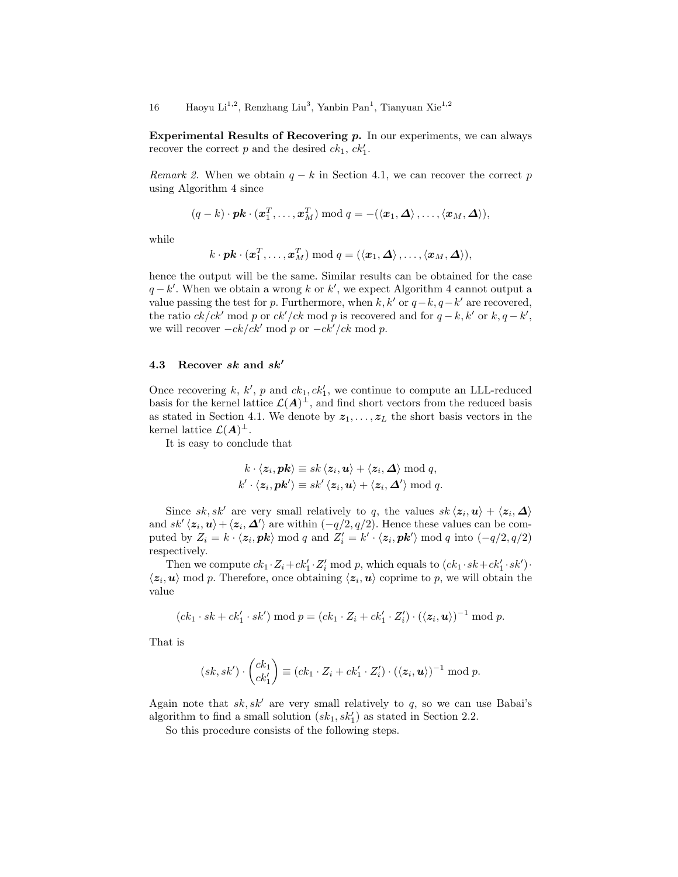**Experimental Results of Recovering $p$.** In our experiments, we can always recover the correct $p$ and the desired $ck_1$, $ck_1'$.

*Remark 2.* When we obtain $q-k$ in Section 4.1, we can recover the correct $p$ using Algorithm 4 since

$$(q-k)\cdot \boldsymbol{pk}\cdot(\boldsymbol{x}_1^T,\ldots,\boldsymbol{x}_M^T) \bmod q = -(\langle \boldsymbol{x}_1, \boldsymbol{\Delta}\rangle, \ldots, \langle \boldsymbol{x}_M, \boldsymbol{\Delta}\rangle),$$

while

$$k\cdot \boldsymbol{pk}\cdot(\boldsymbol{x}_1^T,\ldots,\boldsymbol{x}_M^T) \bmod q = (\langle \boldsymbol{x}_1, \boldsymbol{\Delta}\rangle, \ldots, \langle \boldsymbol{x}_M, \boldsymbol{\Delta}\rangle),$$

hence the output will be the same. Similar results can be obtained for the case $q-k'$. When we obtain a wrong $k$ or $k'$, we expect Algorithm 4 cannot output a value passing the test for $p$. Furthermore, when $k, k'$ or $q-k, q-k'$ are recovered, the ratio $ck/ck' \bmod p$ or $ck'/ck \bmod p$ is recovered and for $q-k, k'$ or $k, q-k'$, we will recover $-ck/ck' \bmod p$ or $-ck'/ck \bmod p$.

### 4.3 Recover $\boldsymbol{sk}$ and $\boldsymbol{sk'}$

Once recovering $k$, $k'$, $p$ and $ck_1, ck_1'$, we continue to compute an LLL-reduced basis for the kernel lattice $\mathcal{L}(\boldsymbol{A})^{\perp}$, and find short vectors from the reduced basis as stated in Section 4.1. We denote by $\boldsymbol{z}_1,\ldots,\boldsymbol{z}_L$ the short basis vectors in the kernel lattice $\mathcal{L}(\boldsymbol{A})^{\perp}$.

It is easy to conclude that

$$k\cdot\langle \boldsymbol{z}_i, \boldsymbol{pk}\rangle \equiv sk\,\langle \boldsymbol{z}_i, \boldsymbol{u}\rangle + \langle \boldsymbol{z}_i, \boldsymbol{\Delta}\rangle \bmod q,$$
$$k'\cdot\langle \boldsymbol{z}_i, \boldsymbol{pk'}\rangle \equiv sk'\,\langle \boldsymbol{z}_i, \boldsymbol{u}\rangle + \langle \boldsymbol{z}_i, \boldsymbol{\Delta'}\rangle \bmod q.$$

Since $sk, sk'$ are very small relatively to $q$, the values $sk\,\langle \boldsymbol{z}_i, \boldsymbol{u}\rangle + \langle \boldsymbol{z}_i, \boldsymbol{\Delta}\rangle$ and $sk'\,\langle \boldsymbol{z}_i, \boldsymbol{u}\rangle + \langle \boldsymbol{z}_i, \boldsymbol{\Delta'}\rangle$ are within $(-q/2, q/2)$. Hence these values can be computed by $Z_i = k\cdot\langle \boldsymbol{z}_i, \boldsymbol{pk}\rangle \bmod q$ and $Z_i' = k'\cdot\langle \boldsymbol{z}_i, \boldsymbol{pk'}\rangle \bmod q$ into $(-q/2, q/2)$ respectively.

Then we compute $ck_1\cdot Z_i + ck_1'\cdot Z_i' \bmod p$, which equals to $(ck_1\cdot sk + ck_1'\cdot sk')\cdot\langle \boldsymbol{z}_i, \boldsymbol{u}\rangle \bmod p$. Therefore, once obtaining $\langle \boldsymbol{z}_i, \boldsymbol{u}\rangle$ coprime to $p$, we will obtain the value

$$(ck_1\cdot sk + ck_1'\cdot sk') \bmod p = (ck_1\cdot Z_i + ck_1'\cdot Z_i')\cdot(\langle \boldsymbol{z}_i, \boldsymbol{u}\rangle)^{-1} \bmod p.$$

That is

$$(sk, sk')\cdot\begin{pmatrix} ck_1 \\ ck_1' \end{pmatrix} \equiv (ck_1\cdot Z_i + ck_1'\cdot Z_i')\cdot(\langle \boldsymbol{z}_i, \boldsymbol{u}\rangle)^{-1} \bmod p.$$

Again note that $sk, sk'$ are very small relatively to $q$, so we can use Babai's algorithm to find a small solution $(sk_1, sk_1')$ as stated in Section 2.2.

So this procedure consists of the following steps.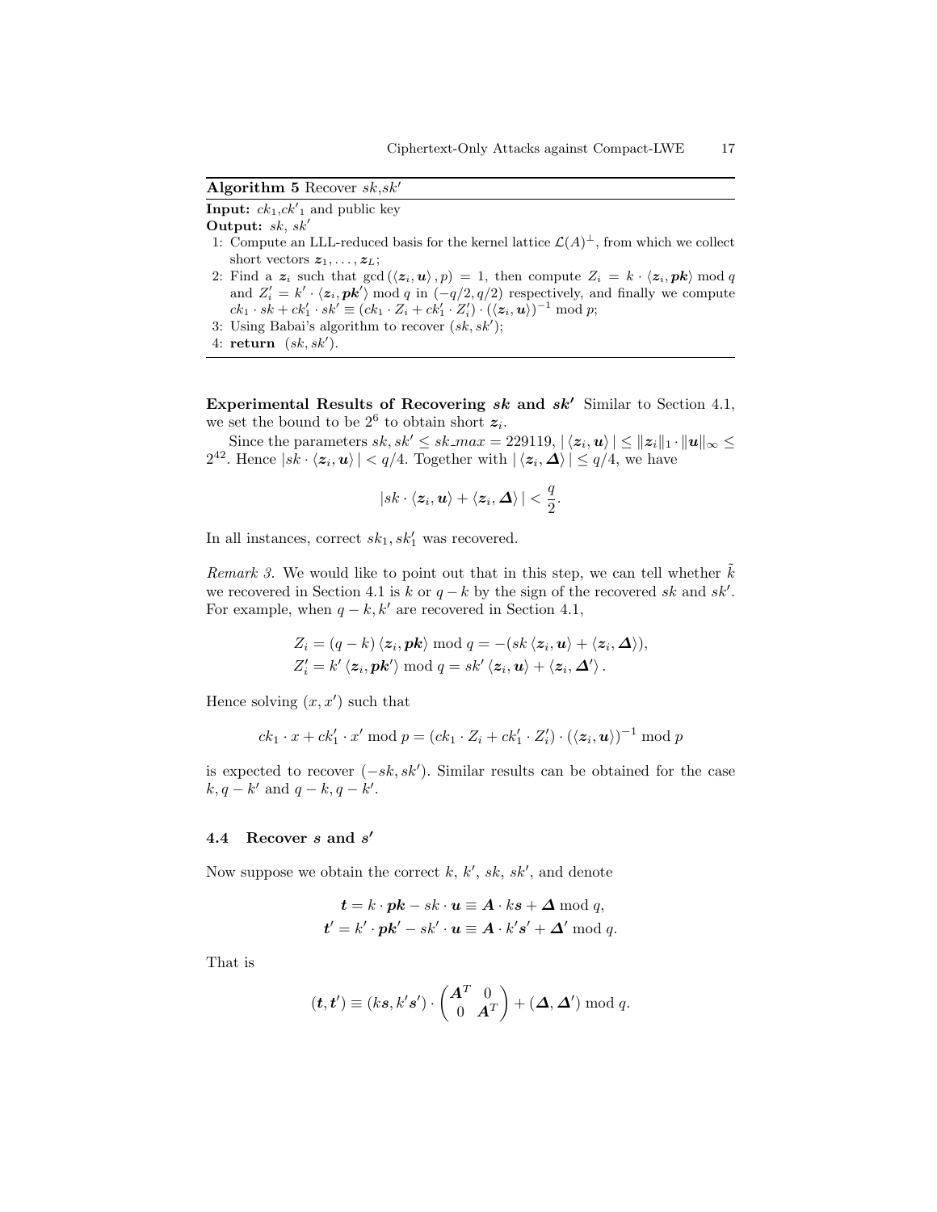**Algorithm 5** Recover $sk$,$sk'$

**Input:** $ck_1$,$ck'_1$ and public key

**Output:** $sk$, $sk'$

1: Compute an LLL-reduced basis for the kernel lattice $\mathcal{L}(A)^\perp$, from which we collect short vectors $\boldsymbol{z}_1, \ldots, \boldsymbol{z}_L$;

2: Find a $\boldsymbol{z}_i$ such that $\gcd(\langle \boldsymbol{z}_i, \boldsymbol{u} \rangle, p) = 1$, then compute $Z_i = k \cdot \langle \boldsymbol{z}_i, \boldsymbol{pk} \rangle \bmod q$ and $Z'_i = k' \cdot \langle \boldsymbol{z}_i, \boldsymbol{pk}' \rangle \bmod q$ in $(-q/2, q/2)$ respectively, and finally we compute $ck_1 \cdot sk + ck'_1 \cdot sk' \equiv (ck_1 \cdot Z_i + ck'_1 \cdot Z'_i) \cdot (\langle \boldsymbol{z}_i, \boldsymbol{u} \rangle)^{-1} \bmod p$;

3: Using Babai's algorithm to recover $(sk, sk')$;

4: **return** $(sk, sk')$.

**Experimental Results of Recovering $sk$ and $sk'$** Similar to Section 4.1, we set the bound to be $2^6$ to obtain short $\boldsymbol{z}_i$.

Since the parameters $sk, sk' \leq sk\_max = 229119$, $|\langle \boldsymbol{z}_i, \boldsymbol{u} \rangle| \leq \|\boldsymbol{z}_i\|_1 \cdot \|\boldsymbol{u}\|_\infty \leq 2^{42}$. Hence $|sk \cdot \langle \boldsymbol{z}_i, \boldsymbol{u} \rangle| < q/4$. Together with $|\langle \boldsymbol{z}_i, \boldsymbol{\Delta} \rangle| \leq q/4$, we have

$$|sk \cdot \langle \boldsymbol{z}_i, \boldsymbol{u} \rangle + \langle \boldsymbol{z}_i, \boldsymbol{\Delta} \rangle| < \frac{q}{2}.$$

In all instances, correct $sk_1, sk'_1$ was recovered.

*Remark 3.* We would like to point out that in this step, we can tell whether $\tilde{k}$ we recovered in Section 4.1 is $k$ or $q - k$ by the sign of the recovered $sk$ and $sk'$. For example, when $q - k, k'$ are recovered in Section 4.1,

$$Z_i = (q - k) \langle \boldsymbol{z}_i, \boldsymbol{pk} \rangle \bmod q = -(sk \langle \boldsymbol{z}_i, \boldsymbol{u} \rangle + \langle \boldsymbol{z}_i, \boldsymbol{\Delta} \rangle),$$
$$Z'_i = k' \langle \boldsymbol{z}_i, \boldsymbol{pk}' \rangle \bmod q = sk' \langle \boldsymbol{z}_i, \boldsymbol{u} \rangle + \langle \boldsymbol{z}_i, \boldsymbol{\Delta}' \rangle.$$

Hence solving $(x, x')$ such that

$$ck_1 \cdot x + ck'_1 \cdot x' \bmod p = (ck_1 \cdot Z_i + ck'_1 \cdot Z'_i) \cdot (\langle \boldsymbol{z}_i, \boldsymbol{u} \rangle)^{-1} \bmod p$$

is expected to recover $(-sk, sk')$. Similar results can be obtained for the case $k, q - k'$ and $q - k, q - k'$.

### 4.4 Recover $s$ and $s'$

Now suppose we obtain the correct $k$, $k'$, $sk$, $sk'$, and denote

$$\boldsymbol{t} = k \cdot \boldsymbol{pk} - sk \cdot \boldsymbol{u} \equiv \boldsymbol{A} \cdot k\boldsymbol{s} + \boldsymbol{\Delta} \bmod q,$$
$$\boldsymbol{t}' = k' \cdot \boldsymbol{pk}' - sk' \cdot \boldsymbol{u} \equiv \boldsymbol{A} \cdot k'\boldsymbol{s}' + \boldsymbol{\Delta}' \bmod q.$$

That is

$$(\boldsymbol{t}, \boldsymbol{t}') \equiv (k\boldsymbol{s}, k'\boldsymbol{s}') \cdot \begin{pmatrix} \boldsymbol{A}^T & 0 \\ 0 & \boldsymbol{A}^T \end{pmatrix} + (\boldsymbol{\Delta}, \boldsymbol{\Delta}') \bmod q.$$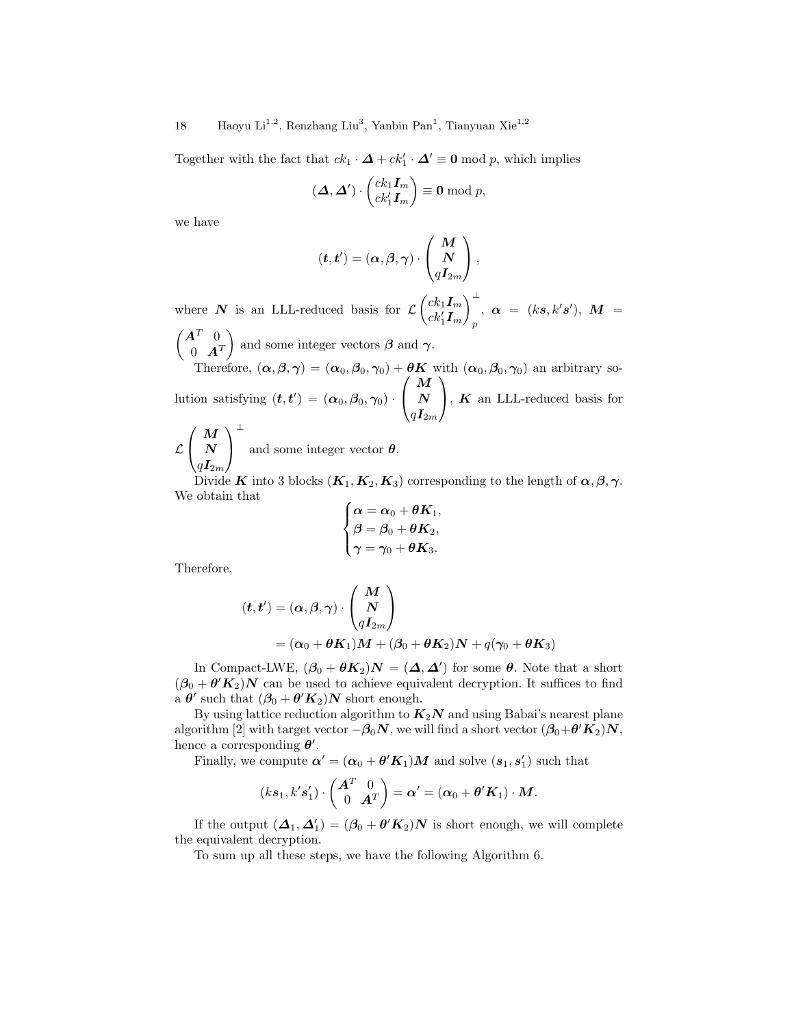Together with the fact that $ck_1 \cdot \boldsymbol{\Delta} + ck_1' \cdot \boldsymbol{\Delta}' \equiv \mathbf{0} \bmod p$, which implies

$$(\boldsymbol{\Delta}, \boldsymbol{\Delta}') \cdot \begin{pmatrix} ck_1 \boldsymbol{I}_m \\ ck_1' \boldsymbol{I}_m \end{pmatrix} \equiv \mathbf{0} \bmod p,$$

we have

$$(\boldsymbol{t}, \boldsymbol{t}') = (\boldsymbol{\alpha}, \boldsymbol{\beta}, \boldsymbol{\gamma}) \cdot \begin{pmatrix} \boldsymbol{M} \\ \boldsymbol{N} \\ q\boldsymbol{I}_{2m} \end{pmatrix},$$

where $\boldsymbol{N}$ is an LLL-reduced basis for $\mathcal{L}\begin{pmatrix} ck_1 \boldsymbol{I}_m \\ ck_1' \boldsymbol{I}_m \end{pmatrix}_p^{\perp}$, $\boldsymbol{\alpha} = (k\boldsymbol{s}, k'\boldsymbol{s}')$, $\boldsymbol{M} = \begin{pmatrix} \boldsymbol{A}^T & 0 \\ 0 & \boldsymbol{A}^T \end{pmatrix}$ and some integer vectors $\boldsymbol{\beta}$ and $\boldsymbol{\gamma}$.

Therefore, $(\boldsymbol{\alpha}, \boldsymbol{\beta}, \boldsymbol{\gamma}) = (\boldsymbol{\alpha}_0, \boldsymbol{\beta}_0, \boldsymbol{\gamma}_0) + \boldsymbol{\theta}\boldsymbol{K}$ with $(\boldsymbol{\alpha}_0, \boldsymbol{\beta}_0, \boldsymbol{\gamma}_0)$ an arbitrary solution satisfying $(\boldsymbol{t}, \boldsymbol{t}') = (\boldsymbol{\alpha}_0, \boldsymbol{\beta}_0, \boldsymbol{\gamma}_0) \cdot \begin{pmatrix} \boldsymbol{M} \\ \boldsymbol{N} \\ q\boldsymbol{I}_{2m} \end{pmatrix}$, $\boldsymbol{K}$ an LLL-reduced basis for $\mathcal{L}\begin{pmatrix} \boldsymbol{M} \\ \boldsymbol{N} \\ q\boldsymbol{I}_{2m} \end{pmatrix}^{\perp}$ and some integer vector $\boldsymbol{\theta}$.

Divide $\boldsymbol{K}$ into 3 blocks $(\boldsymbol{K}_1, \boldsymbol{K}_2, \boldsymbol{K}_3)$ corresponding to the length of $\boldsymbol{\alpha}, \boldsymbol{\beta}, \boldsymbol{\gamma}$. We obtain that

$$\begin{cases} \boldsymbol{\alpha} = \boldsymbol{\alpha}_0 + \boldsymbol{\theta}\boldsymbol{K}_1, \\ \boldsymbol{\beta} = \boldsymbol{\beta}_0 + \boldsymbol{\theta}\boldsymbol{K}_2, \\ \boldsymbol{\gamma} = \boldsymbol{\gamma}_0 + \boldsymbol{\theta}\boldsymbol{K}_3. \end{cases}$$

Therefore,

$$\begin{aligned} (\boldsymbol{t}, \boldsymbol{t}') &= (\boldsymbol{\alpha}, \boldsymbol{\beta}, \boldsymbol{\gamma}) \cdot \begin{pmatrix} \boldsymbol{M} \\ \boldsymbol{N} \\ q\boldsymbol{I}_{2m} \end{pmatrix} \\ &= (\boldsymbol{\alpha}_0 + \boldsymbol{\theta}\boldsymbol{K}_1)\boldsymbol{M} + (\boldsymbol{\beta}_0 + \boldsymbol{\theta}\boldsymbol{K}_2)\boldsymbol{N} + q(\boldsymbol{\gamma}_0 + \boldsymbol{\theta}\boldsymbol{K}_3) \end{aligned}$$

In Compact-LWE, $(\boldsymbol{\beta}_0 + \boldsymbol{\theta}\boldsymbol{K}_2)\boldsymbol{N} = (\boldsymbol{\Delta}, \boldsymbol{\Delta}')$ for some $\boldsymbol{\theta}$. Note that a short $(\boldsymbol{\beta}_0 + \boldsymbol{\theta}'\boldsymbol{K}_2)\boldsymbol{N}$ can be used to achieve equivalent decryption. It suffices to find a $\boldsymbol{\theta}'$ such that $(\boldsymbol{\beta}_0 + \boldsymbol{\theta}'\boldsymbol{K}_2)\boldsymbol{N}$ short enough.

By using lattice reduction algorithm to $\boldsymbol{K}_2\boldsymbol{N}$ and using Babai's nearest plane algorithm [2] with target vector $-\boldsymbol{\beta}_0\boldsymbol{N}$, we will find a short vector $(\boldsymbol{\beta}_0 + \boldsymbol{\theta}'\boldsymbol{K}_2)\boldsymbol{N}$, hence a corresponding $\boldsymbol{\theta}'$.

Finally, we compute $\boldsymbol{\alpha}' = (\boldsymbol{\alpha}_0 + \boldsymbol{\theta}'\boldsymbol{K}_1)\boldsymbol{M}$ and solve $(\boldsymbol{s}_1, \boldsymbol{s}_1')$ such that

$$(k\boldsymbol{s}_1, k'\boldsymbol{s}_1') \cdot \begin{pmatrix} \boldsymbol{A}^T & 0 \\ 0 & \boldsymbol{A}^T \end{pmatrix} = \boldsymbol{\alpha}' = (\boldsymbol{\alpha}_0 + \boldsymbol{\theta}'\boldsymbol{K}_1) \cdot \boldsymbol{M}.$$

If the output $(\boldsymbol{\Delta}_1, \boldsymbol{\Delta}_1') = (\boldsymbol{\beta}_0 + \boldsymbol{\theta}'\boldsymbol{K}_2)\boldsymbol{N}$ is short enough, we will complete the equivalent decryption.

To sum up all these steps, we have the following Algorithm 6.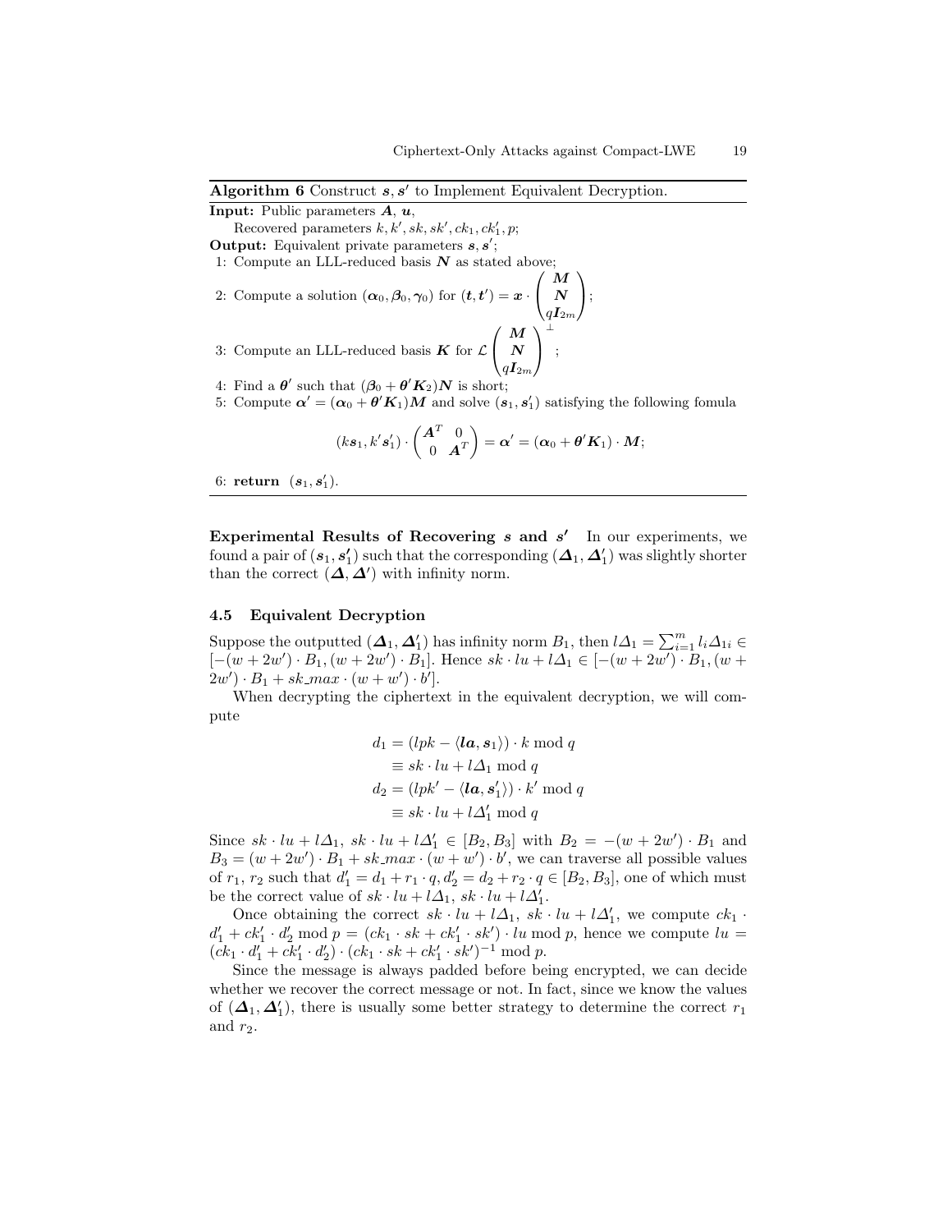**Algorithm 6** Construct $\boldsymbol{s}, \boldsymbol{s}'$ to Implement Equivalent Decryption.

**Input:** Public parameters $\boldsymbol{A}$, $\boldsymbol{u}$,

Recovered parameters $k, k', sk, sk', ck_1, ck_1', p$;

**Output:** Equivalent private parameters $\boldsymbol{s}, \boldsymbol{s}'$;

1: Compute an LLL-reduced basis $\boldsymbol{N}$ as stated above;

2: Compute a solution $(\boldsymbol{\alpha}_0, \boldsymbol{\beta}_0, \boldsymbol{\gamma}_0)$ for $(\boldsymbol{t}, \boldsymbol{t}') = \boldsymbol{x} \cdot \begin{pmatrix} \boldsymbol{M} \\ \boldsymbol{N} \\ q\boldsymbol{I}_{2m} \end{pmatrix}$;

3: Compute an LLL-reduced basis $\boldsymbol{K}$ for $\mathcal{L}\begin{pmatrix} \boldsymbol{M} \\ \boldsymbol{N} \\ q\boldsymbol{I}_{2m} \end{pmatrix}^{\perp}$;

4: Find a $\boldsymbol{\theta}'$ such that $(\boldsymbol{\beta}_0 + \boldsymbol{\theta}'\boldsymbol{K}_2)\boldsymbol{N}$ is short;

5: Compute $\boldsymbol{\alpha}' = (\boldsymbol{\alpha}_0 + \boldsymbol{\theta}'\boldsymbol{K}_1)\boldsymbol{M}$ and solve $(\boldsymbol{s}_1, \boldsymbol{s}_1')$ satisfying the following fomula

$$(k\boldsymbol{s}_1, k'\boldsymbol{s}_1') \cdot \begin{pmatrix} \boldsymbol{A}^T & 0 \\ 0 & \boldsymbol{A}^T \end{pmatrix} = \boldsymbol{\alpha}' = (\boldsymbol{\alpha}_0 + \boldsymbol{\theta}'\boldsymbol{K}_1) \cdot \boldsymbol{M};$$

6: **return** $(\boldsymbol{s}_1, \boldsymbol{s}_1')$.

**Experimental Results of Recovering $\boldsymbol{s}$ and $\boldsymbol{s}'$** In our experiments, we found a pair of $(\boldsymbol{s}_1, \boldsymbol{s}_1')$ such that the corresponding $(\boldsymbol{\Delta}_1, \boldsymbol{\Delta}_1')$ was slightly shorter than the correct $(\boldsymbol{\Delta}, \boldsymbol{\Delta}')$ with infinity norm.

### 4.5 Equivalent Decryption

Suppose the outputted $(\boldsymbol{\Delta}_1, \boldsymbol{\Delta}_1')$ has infinity norm $B_1$, then $l\Delta_1 = \sum_{i=1}^{m} l_i \Delta_{1i} \in [-(w+2w') \cdot B_1, (w+2w') \cdot B_1]$. Hence $sk \cdot lu + l\Delta_1 \in [-(w+2w') \cdot B_1, (w+2w') \cdot B_1 + sk\_max \cdot (w+w') \cdot b']$.

When decrypting the ciphertext in the equivalent decryption, we will compute

$$\begin{aligned} d_1 &= (lpk - \langle \boldsymbol{la}, \boldsymbol{s}_1 \rangle) \cdot k \bmod q \\ &\equiv sk \cdot lu + l\Delta_1 \bmod q \\ d_2 &= (lpk' - \langle \boldsymbol{la}, \boldsymbol{s}_1' \rangle) \cdot k' \bmod q \\ &\equiv sk \cdot lu + l\Delta_1' \bmod q \end{aligned}$$

Since $sk \cdot lu + l\Delta_1,\ sk \cdot lu + l\Delta_1' \in [B_2, B_3]$ with $B_2 = -(w+2w') \cdot B_1$ and $B_3 = (w+2w') \cdot B_1 + sk\_max \cdot (w+w') \cdot b'$, we can traverse all possible values of $r_1$, $r_2$ such that $d_1' = d_1 + r_1 \cdot q, d_2' = d_2 + r_2 \cdot q \in [B_2, B_3]$, one of which must be the correct value of $sk \cdot lu + l\Delta_1,\ sk \cdot lu + l\Delta_1'$.

Once obtaining the correct $sk \cdot lu + l\Delta_1,\ sk \cdot lu + l\Delta_1'$, we compute $ck_1 \cdot d_1' + ck_1' \cdot d_2' \bmod p = (ck_1 \cdot sk + ck_1' \cdot sk') \cdot lu \bmod p$, hence we compute $lu = (ck_1 \cdot d_1' + ck_1' \cdot d_2') \cdot (ck_1 \cdot sk + ck_1' \cdot sk')^{-1} \bmod p$.

Since the message is always padded before being encrypted, we can decide whether we recover the correct message or not. In fact, since we know the values of $(\boldsymbol{\Delta}_1, \boldsymbol{\Delta}_1')$, there is usually some better strategy to determine the correct $r_1$ and $r_2$.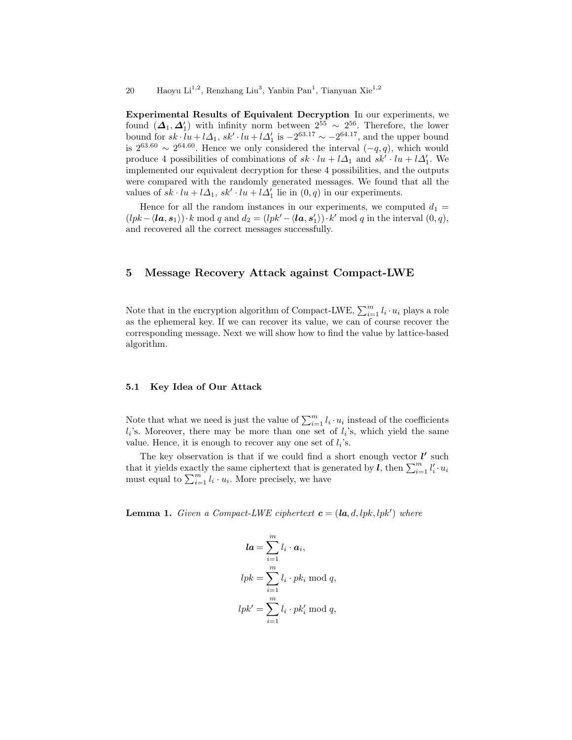**Experimental Results of Equivalent Decryption** In our experiments, we found $(\boldsymbol{\Delta}_1, \boldsymbol{\Delta}_1')$ with infinity norm between $2^{55} \sim 2^{56}$. Therefore, the lower bound for $sk \cdot lu + l\Delta_1$, $sk' \cdot lu + l\Delta_1'$ is $-2^{63.17} \sim -2^{64.17}$, and the upper bound is $2^{63.60} \sim 2^{64.60}$. Hence we only considered the interval $(-q, q)$, which would produce 4 possibilities of combinations of $sk \cdot lu + l\Delta_1$ and $sk' \cdot lu + l\Delta_1'$. We implemented our equivalent decryption for these 4 possibilities, and the outputs were compared with the randomly generated messages. We found that all the values of $sk \cdot lu + l\Delta_1$, $sk' \cdot lu + l\Delta_1'$ lie in $(0, q)$ in our experiments.

Hence for all the random instances in our experiments, we computed $d_1 = (lpk - \langle \boldsymbol{la}, \boldsymbol{s}_1 \rangle) \cdot k \bmod q$ and $d_2 = (lpk' - \langle \boldsymbol{la}, \boldsymbol{s}_1' \rangle) \cdot k' \bmod q$ in the interval $(0, q)$, and recovered all the correct messages successfully.

## 5 Message Recovery Attack against Compact-LWE

Note that in the encryption algorithm of Compact-LWE, $\sum_{i=1}^{m} l_i \cdot u_i$ plays a role as the ephemeral key. If we can recover its value, we can of course recover the corresponding message. Next we will show how to find the value by lattice-based algorithm.

### 5.1 Key Idea of Our Attack

Note that what we need is just the value of $\sum_{i=1}^{m} l_i \cdot u_i$ instead of the coefficients $l_i$'s. Moreover, there may be more than one set of $l_i$'s, which yield the same value. Hence, it is enough to recover any one set of $l_i$'s.

The key observation is that if we could find a short enough vector $\boldsymbol{l'}$ such that it yields exactly the same ciphertext that is generated by $\boldsymbol{l}$, then $\sum_{i=1}^{m} l_i' \cdot u_i$ must equal to $\sum_{i=1}^{m} l_i \cdot u_i$. More precisely, we have

**Lemma 1.** *Given a Compact-LWE ciphertext* $\boldsymbol{c} = (\boldsymbol{la}, d, lpk, lpk')$ *where*

$$
\begin{aligned}
\boldsymbol{la} &= \sum_{i=1}^{m} l_i \cdot \boldsymbol{a}_i, \\
lpk &= \sum_{i=1}^{m} l_i \cdot pk_i \bmod q, \\
lpk' &= \sum_{i=1}^{m} l_i \cdot pk_i' \bmod q,
\end{aligned}
$$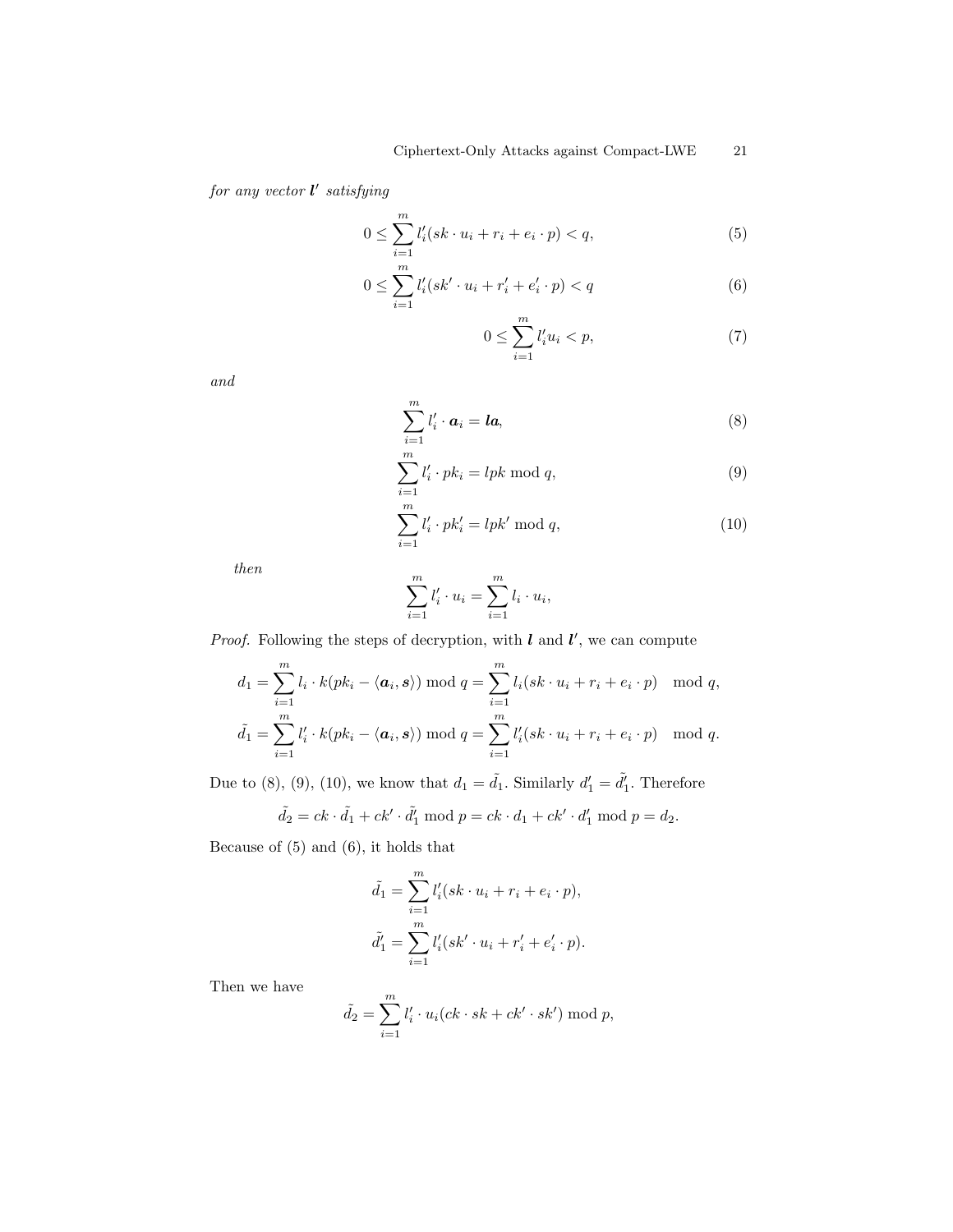*for any vector $\boldsymbol{l}'$ satisfying*

$$0 \leq \sum_{i=1}^{m} l_i'(sk \cdot u_i + r_i + e_i \cdot p) < q, \tag{5}$$

$$0 \leq \sum_{i=1}^{m} l_i'(sk' \cdot u_i + r_i' + e_i' \cdot p) < q \tag{6}$$

$$0 \leq \sum_{i=1}^{m} l_i' u_i < p, \tag{7}$$

*and*

$$\sum_{i=1}^{m} l_i' \cdot \boldsymbol{a}_i = \boldsymbol{la}, \tag{8}$$

$$\sum_{i=1}^{m} l_i' \cdot pk_i = lpk \bmod q, \tag{9}$$

$$\sum_{i=1}^{m} l_i' \cdot pk_i' = lpk' \bmod q, \tag{10}$$

*then*

$$\sum_{i=1}^{m} l_i' \cdot u_i = \sum_{i=1}^{m} l_i \cdot u_i,$$

*Proof.* Following the steps of decryption, with $\boldsymbol{l}$ and $\boldsymbol{l}'$, we can compute

$$d_1 = \sum_{i=1}^{m} l_i \cdot k(pk_i - \langle \boldsymbol{a}_i, \boldsymbol{s} \rangle) \bmod q = \sum_{i=1}^{m} l_i(sk \cdot u_i + r_i + e_i \cdot p) \mod q,$$

$$\tilde{d_1} = \sum_{i=1}^{m} l_i' \cdot k(pk_i - \langle \boldsymbol{a}_i, \boldsymbol{s} \rangle) \bmod q = \sum_{i=1}^{m} l_i'(sk \cdot u_i + r_i + e_i \cdot p) \mod q.$$

Due to (8), (9), (10), we know that $d_1 = \tilde{d_1}$. Similarly $d_1' = \tilde{d_1'}$. Therefore

$$\tilde{d_2} = ck \cdot \tilde{d_1} + ck' \cdot \tilde{d_1'} \bmod p = ck \cdot d_1 + ck' \cdot d_1' \bmod p = d_2.$$

Because of (5) and (6), it holds that

$$\tilde{d_1} = \sum_{i=1}^{m} l_i'(sk \cdot u_i + r_i + e_i \cdot p),$$

$$\tilde{d_1'} = \sum_{i=1}^{m} l_i'(sk' \cdot u_i + r_i' + e_i' \cdot p).$$

Then we have

$$\tilde{d_2} = \sum_{i=1}^{m} l_i' \cdot u_i(ck \cdot sk + ck' \cdot sk') \bmod p,$$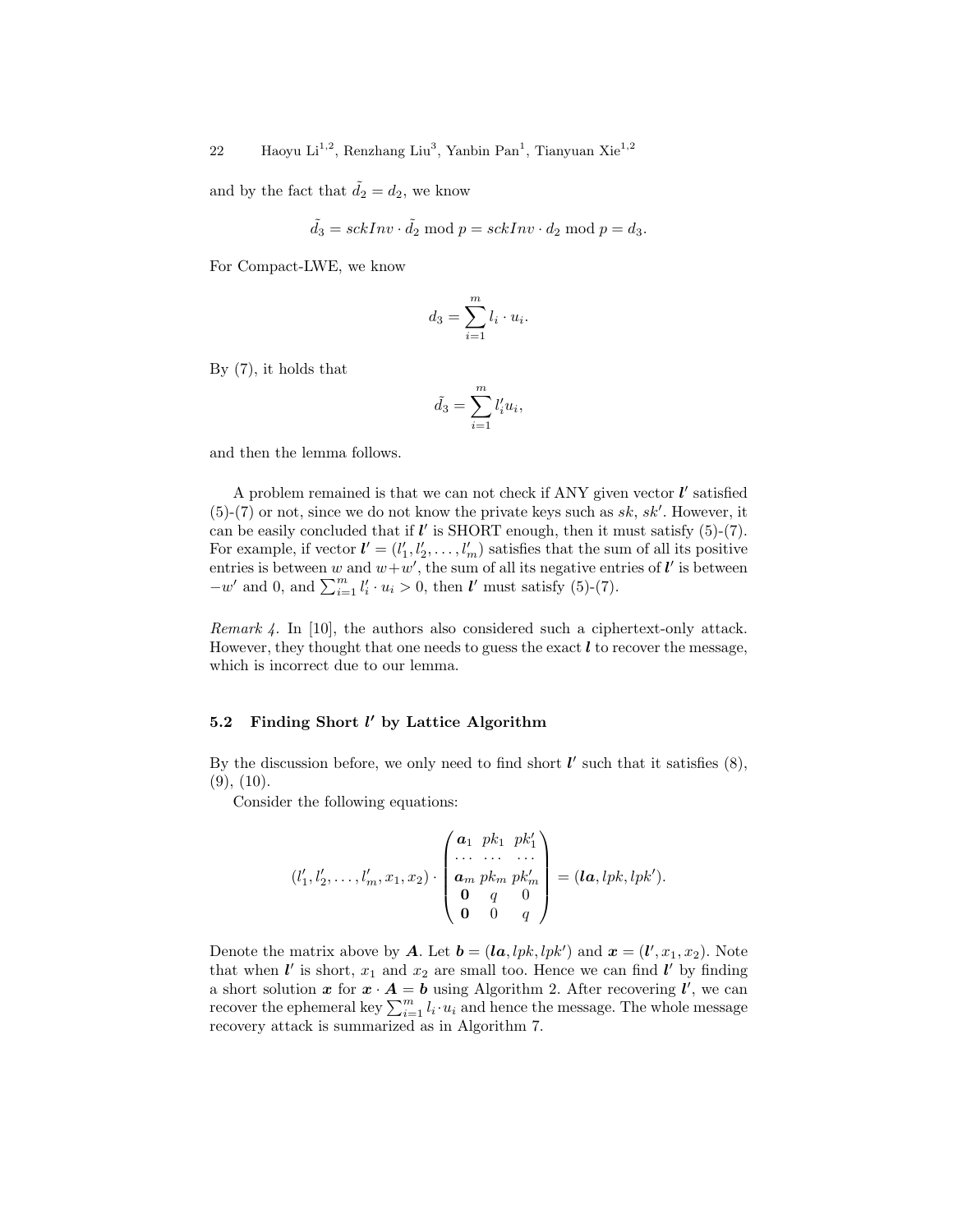and by the fact that $\tilde{d_2} = d_2$, we know

$$\tilde{d_3} = sckInv \cdot \tilde{d_2} \bmod p = sckInv \cdot d_2 \bmod p = d_3.$$

For Compact-LWE, we know

$$d_3 = \sum_{i=1}^{m} l_i \cdot u_i.$$

By (7), it holds that

$$\tilde{d_3} = \sum_{i=1}^{m} l'_i u_i,$$

and then the lemma follows.

A problem remained is that we can not check if ANY given vector $\boldsymbol{l'}$ satisfied (5)-(7) or not, since we do not know the private keys such as $sk$, $sk'$. However, it can be easily concluded that if $\boldsymbol{l'}$ is SHORT enough, then it must satisfy (5)-(7). For example, if vector $\boldsymbol{l'} = (l'_1, l'_2, \ldots, l'_m)$ satisfies that the sum of all its positive entries is between $w$ and $w+w'$, the sum of all its negative entries of $\boldsymbol{l'}$ is between $-w'$ and 0, and $\sum_{i=1}^{m} l'_i \cdot u_i > 0$, then $\boldsymbol{l'}$ must satisfy (5)-(7).

*Remark 4.* In [10], the authors also considered such a ciphertext-only attack. However, they thought that one needs to guess the exact $\boldsymbol{l}$ to recover the message, which is incorrect due to our lemma.

### 5.2 Finding Short $l'$ by Lattice Algorithm

By the discussion before, we only need to find short $\boldsymbol{l'}$ such that it satisfies (8), (9), (10).

Consider the following equations:

$$(l'_1, l'_2, \ldots, l'_m, x_1, x_2) \cdot \begin{pmatrix} \boldsymbol{a}_1 & pk_1 & pk'_1 \\ \cdots & \cdots & \cdots \\ \boldsymbol{a}_m & pk_m & pk'_m \\ \boldsymbol{0} & q & 0 \\ \boldsymbol{0} & 0 & q \end{pmatrix} = (\boldsymbol{la}, lpk, lpk').$$

Denote the matrix above by $\boldsymbol{A}$. Let $\boldsymbol{b} = (\boldsymbol{la}, lpk, lpk')$ and $\boldsymbol{x} = (\boldsymbol{l'}, x_1, x_2)$. Note that when $\boldsymbol{l'}$ is short, $x_1$ and $x_2$ are small too. Hence we can find $\boldsymbol{l'}$ by finding a short solution $\boldsymbol{x}$ for $\boldsymbol{x} \cdot \boldsymbol{A} = \boldsymbol{b}$ using Algorithm 2. After recovering $\boldsymbol{l'}$, we can recover the ephemeral key $\sum_{i=1}^{m} l_i \cdot u_i$ and hence the message. The whole message recovery attack is summarized as in Algorithm 7.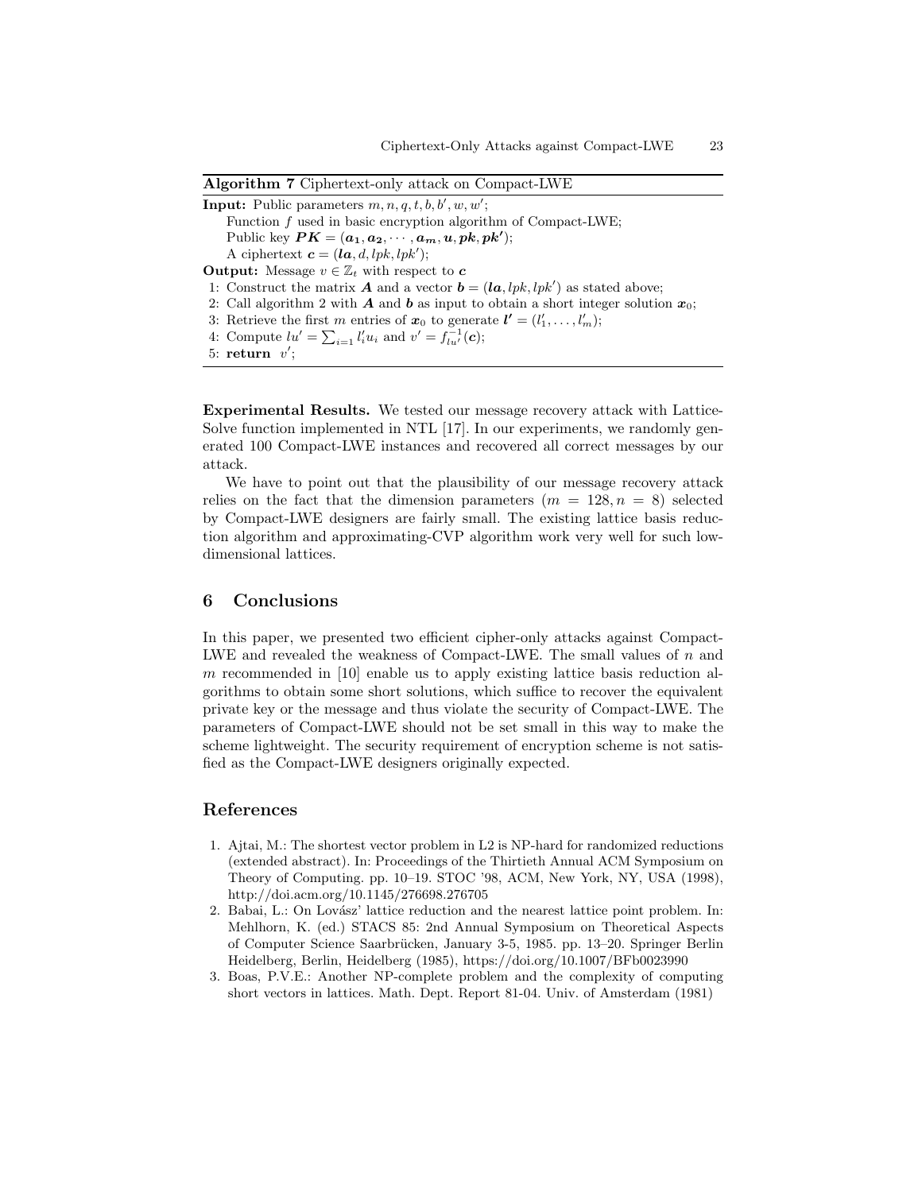**Algorithm 7** Ciphertext-only attack on Compact-LWE

**Input:** Public parameters $m, n, q, t, b, b', w, w'$;
Function $f$ used in basic encryption algorithm of Compact-LWE;
Public key $\boldsymbol{PK} = (\boldsymbol{a_1}, \boldsymbol{a_2}, \cdots, \boldsymbol{a_m}, \boldsymbol{u}, \boldsymbol{pk}, \boldsymbol{pk'})$;
A ciphertext $\boldsymbol{c} = (\boldsymbol{la}, d, lpk, lpk')$;

**Output:** Message $v \in \mathbb{Z}_t$ with respect to $\boldsymbol{c}$

1: Construct the matrix $\boldsymbol{A}$ and a vector $\boldsymbol{b} = (\boldsymbol{la}, lpk, lpk')$ as stated above;
2: Call algorithm 2 with $\boldsymbol{A}$ and $\boldsymbol{b}$ as input to obtain a short integer solution $\boldsymbol{x}_0$;
3: Retrieve the first $m$ entries of $\boldsymbol{x}_0$ to generate $\boldsymbol{l'} = (l'_1, \ldots, l'_m)$;
4: Compute $lu' = \sum_{i=1} l'_i u_i$ and $v' = f^{-1}_{lu'}(\boldsymbol{c})$;
5: **return** $v'$;

**Experimental Results.** We tested our message recovery attack with Lattice-Solve function implemented in NTL [17]. In our experiments, we randomly generated 100 Compact-LWE instances and recovered all correct messages by our attack.

We have to point out that the plausibility of our message recovery attack relies on the fact that the dimension parameters ($m = 128, n = 8$) selected by Compact-LWE designers are fairly small. The existing lattice basis reduction algorithm and approximating-CVP algorithm work very well for such low-dimensional lattices.

## 6 Conclusions

In this paper, we presented two efficient cipher-only attacks against Compact-LWE and revealed the weakness of Compact-LWE. The small values of $n$ and $m$ recommended in [10] enable us to apply existing lattice basis reduction algorithms to obtain some short solutions, which suffice to recover the equivalent private key or the message and thus violate the security of Compact-LWE. The parameters of Compact-LWE should not be set small in this way to make the scheme lightweight. The security requirement of encryption scheme is not satisfied as the Compact-LWE designers originally expected.

## References

1. Ajtai, M.: The shortest vector problem in L2 is NP-hard for randomized reductions (extended abstract). In: Proceedings of the Thirtieth Annual ACM Symposium on Theory of Computing. pp. 10–19. STOC '98, ACM, New York, NY, USA (1998), http://doi.acm.org/10.1145/276698.276705
2. Babai, L.: On Lovász' lattice reduction and the nearest lattice point problem. In: Mehlhorn, K. (ed.) STACS 85: 2nd Annual Symposium on Theoretical Aspects of Computer Science Saarbrücken, January 3-5, 1985. pp. 13–20. Springer Berlin Heidelberg, Berlin, Heidelberg (1985), https://doi.org/10.1007/BFb0023990
3. Boas, P.V.E.: Another NP-complete problem and the complexity of computing short vectors in lattices. Math. Dept. Report 81-04. Univ. of Amsterdam (1981)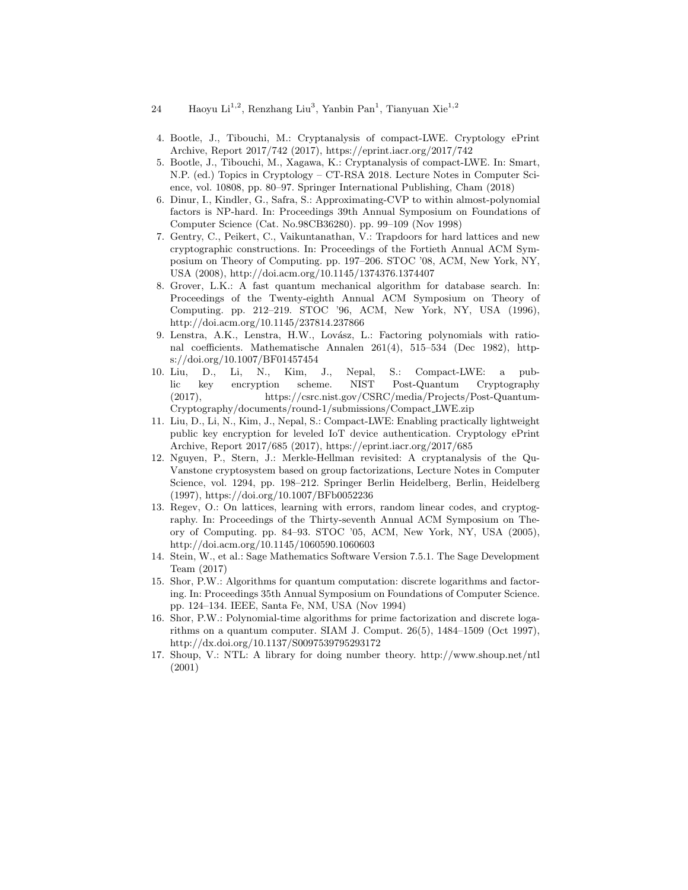4. Bootle, J., Tibouchi, M.: Cryptanalysis of compact-LWE. Cryptology ePrint Archive, Report 2017/742 (2017), https://eprint.iacr.org/2017/742
5. Bootle, J., Tibouchi, M., Xagawa, K.: Cryptanalysis of compact-LWE. In: Smart, N.P. (ed.) Topics in Cryptology – CT-RSA 2018. Lecture Notes in Computer Science, vol. 10808, pp. 80–97. Springer International Publishing, Cham (2018)
6. Dinur, I., Kindler, G., Safra, S.: Approximating-CVP to within almost-polynomial factors is NP-hard. In: Proceedings 39th Annual Symposium on Foundations of Computer Science (Cat. No.98CB36280). pp. 99–109 (Nov 1998)
7. Gentry, C., Peikert, C., Vaikuntanathan, V.: Trapdoors for hard lattices and new cryptographic constructions. In: Proceedings of the Fortieth Annual ACM Symposium on Theory of Computing. pp. 197–206. STOC '08, ACM, New York, NY, USA (2008), http://doi.acm.org/10.1145/1374376.1374407
8. Grover, L.K.: A fast quantum mechanical algorithm for database search. In: Proceedings of the Twenty-eighth Annual ACM Symposium on Theory of Computing. pp. 212–219. STOC '96, ACM, New York, NY, USA (1996), http://doi.acm.org/10.1145/237814.237866
9. Lenstra, A.K., Lenstra, H.W., Lovász, L.: Factoring polynomials with rational coefficients. Mathematische Annalen 261(4), 515–534 (Dec 1982), https://doi.org/10.1007/BF01457454
10. Liu, D., Li, N., Kim, J., Nepal, S.: Compact-LWE: a public key encryption scheme. NIST Post-Quantum Cryptography (2017), https://csrc.nist.gov/CSRC/media/Projects/Post-Quantum-Cryptography/documents/round-1/submissions/Compact_LWE.zip
11. Liu, D., Li, N., Kim, J., Nepal, S.: Compact-LWE: Enabling practically lightweight public key encryption for leveled IoT device authentication. Cryptology ePrint Archive, Report 2017/685 (2017), https://eprint.iacr.org/2017/685
12. Nguyen, P., Stern, J.: Merkle-Hellman revisited: A cryptanalysis of the Qu-Vanstone cryptosystem based on group factorizations, Lecture Notes in Computer Science, vol. 1294, pp. 198–212. Springer Berlin Heidelberg, Berlin, Heidelberg (1997), https://doi.org/10.1007/BFb0052236
13. Regev, O.: On lattices, learning with errors, random linear codes, and cryptography. In: Proceedings of the Thirty-seventh Annual ACM Symposium on Theory of Computing. pp. 84–93. STOC '05, ACM, New York, NY, USA (2005), http://doi.acm.org/10.1145/1060590.1060603
14. Stein, W., et al.: Sage Mathematics Software Version 7.5.1. The Sage Development Team (2017)
15. Shor, P.W.: Algorithms for quantum computation: discrete logarithms and factoring. In: Proceedings 35th Annual Symposium on Foundations of Computer Science. pp. 124–134. IEEE, Santa Fe, NM, USA (Nov 1994)
16. Shor, P.W.: Polynomial-time algorithms for prime factorization and discrete logarithms on a quantum computer. SIAM J. Comput. 26(5), 1484–1509 (Oct 1997), http://dx.doi.org/10.1137/S0097539795293172
17. Shoup, V.: NTL: A library for doing number theory. http://www.shoup.net/ntl (2001)